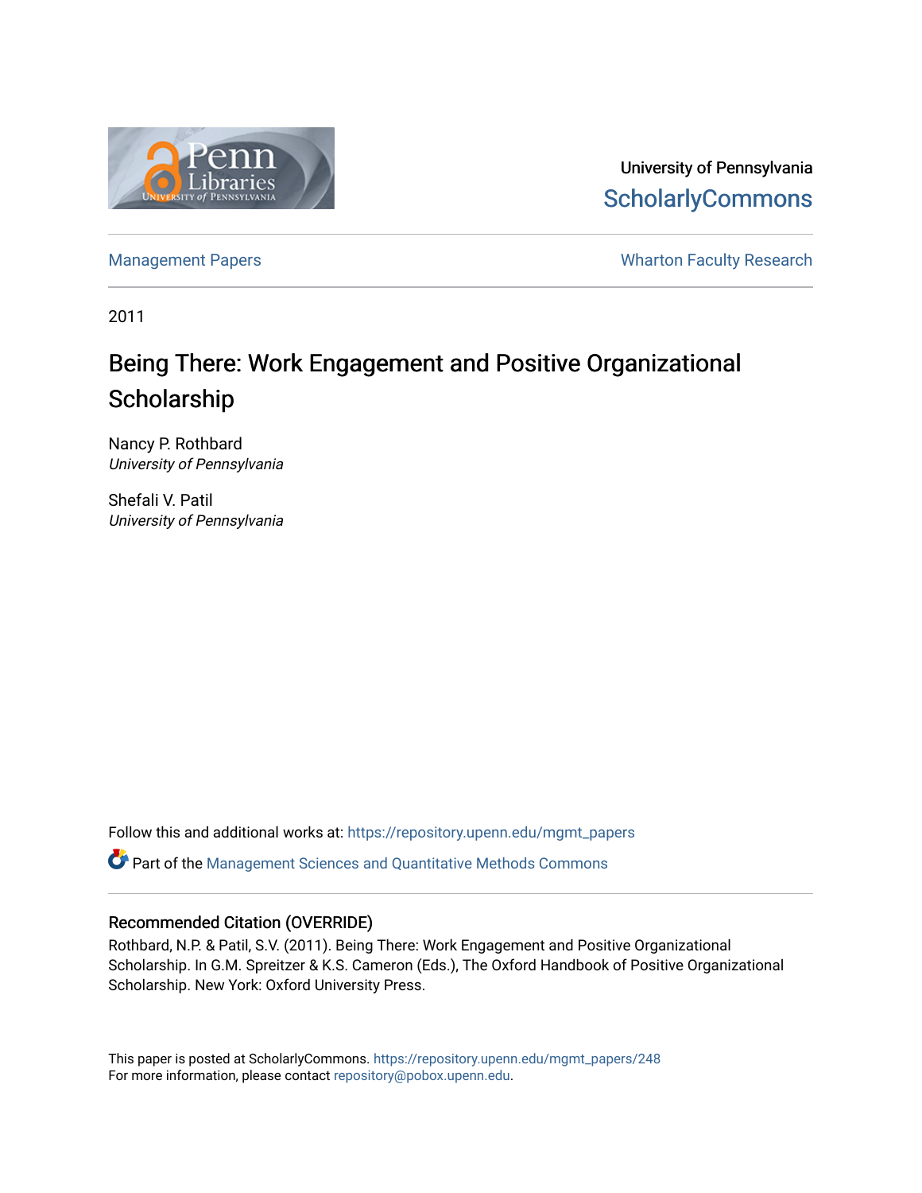University of Pennsylvania
ScholarlyCommons

Management Papers

Wharton Faculty Research

2011

# Being There: Work Engagement and Positive Organizational Scholarship

Nancy P. Rothbard
*University of Pennsylvania*

Shefali V. Patil
*University of Pennsylvania*

Follow this and additional works at: https://repository.upenn.edu/mgmt_papers

Part of the Management Sciences and Quantitative Methods Commons

## Recommended Citation (OVERRIDE)

Rothbard, N.P. & Patil, S.V. (2011). Being There: Work Engagement and Positive Organizational Scholarship. In G.M. Spreitzer & K.S. Cameron (Eds.), The Oxford Handbook of Positive Organizational Scholarship. New York: Oxford University Press.

This paper is posted at ScholarlyCommons. https://repository.upenn.edu/mgmt_papers/248
For more information, please contact repository@pobox.upenn.edu.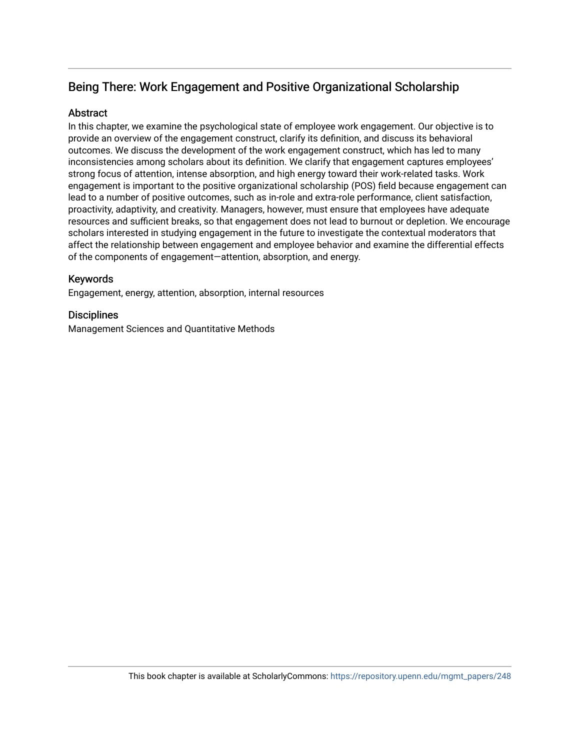## Being There: Work Engagement and Positive Organizational Scholarship

### Abstract

In this chapter, we examine the psychological state of employee work engagement. Our objective is to provide an overview of the engagement construct, clarify its definition, and discuss its behavioral outcomes. We discuss the development of the work engagement construct, which has led to many inconsistencies among scholars about its definition. We clarify that engagement captures employees' strong focus of attention, intense absorption, and high energy toward their work-related tasks. Work engagement is important to the positive organizational scholarship (POS) field because engagement can lead to a number of positive outcomes, such as in-role and extra-role performance, client satisfaction, proactivity, adaptivity, and creativity. Managers, however, must ensure that employees have adequate resources and sufficient breaks, so that engagement does not lead to burnout or depletion. We encourage scholars interested in studying engagement in the future to investigate the contextual moderators that affect the relationship between engagement and employee behavior and examine the differential effects of the components of engagement—attention, absorption, and energy.

### Keywords

Engagement, energy, attention, absorption, internal resources

### Disciplines

Management Sciences and Quantitative Methods

This book chapter is available at ScholarlyCommons: https://repository.upenn.edu/mgmt_papers/248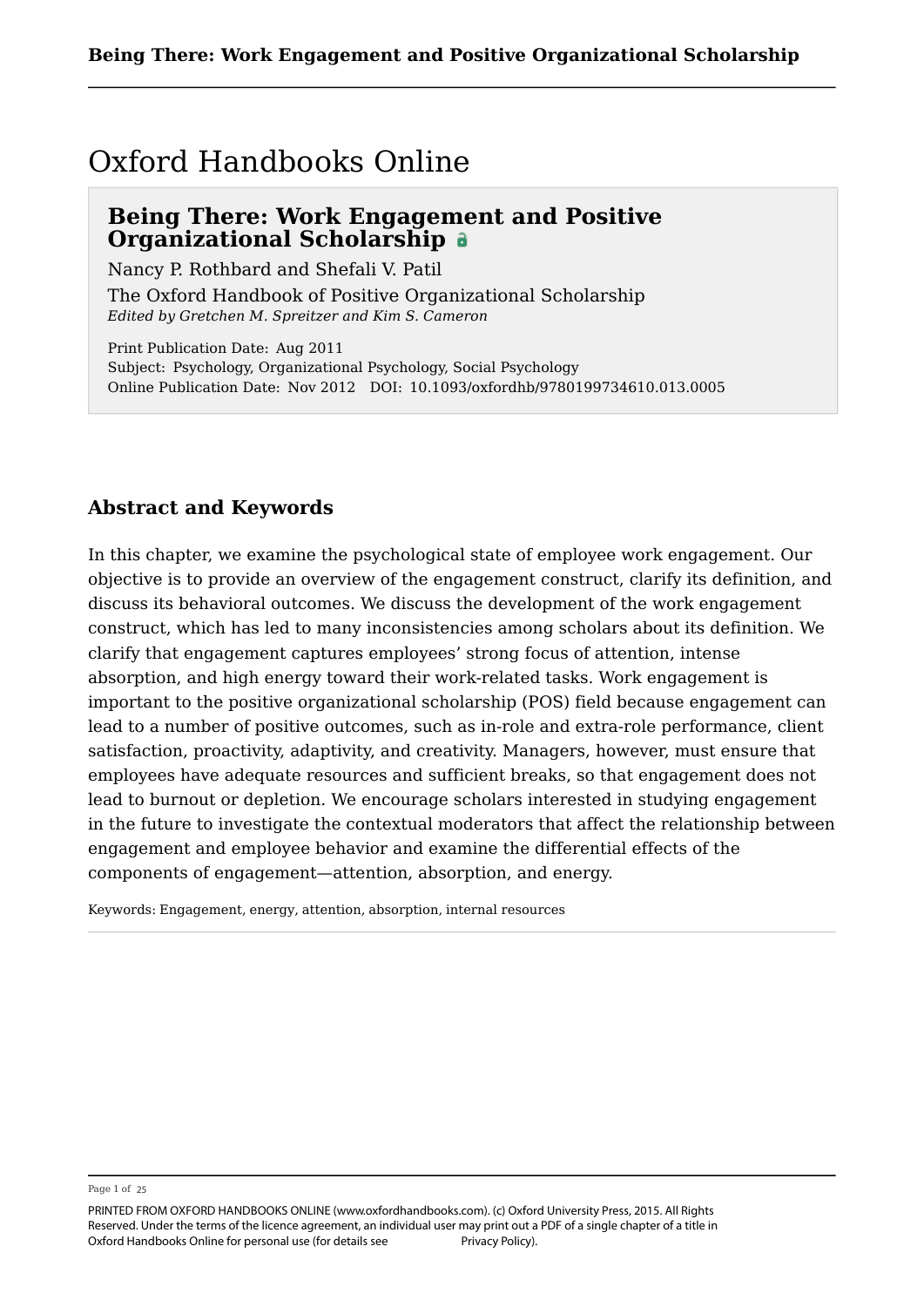# Oxford Handbooks Online

## Being There: Work Engagement and Positive Organizational Scholarship

Nancy P. Rothbard and Shefali V. Patil

The Oxford Handbook of Positive Organizational Scholarship
*Edited by Gretchen M. Spreitzer and Kim S. Cameron*

Print Publication Date: Aug 2011
Subject: Psychology, Organizational Psychology, Social Psychology
Online Publication Date: Nov 2012 DOI: 10.1093/oxfordhb/9780199734610.013.0005

## Abstract and Keywords

In this chapter, we examine the psychological state of employee work engagement. Our objective is to provide an overview of the engagement construct, clarify its definition, and discuss its behavioral outcomes. We discuss the development of the work engagement construct, which has led to many inconsistencies among scholars about its definition. We clarify that engagement captures employees' strong focus of attention, intense absorption, and high energy toward their work-related tasks. Work engagement is important to the positive organizational scholarship (POS) field because engagement can lead to a number of positive outcomes, such as in-role and extra-role performance, client satisfaction, proactivity, adaptivity, and creativity. Managers, however, must ensure that employees have adequate resources and sufficient breaks, so that engagement does not lead to burnout or depletion. We encourage scholars interested in studying engagement in the future to investigate the contextual moderators that affect the relationship between engagement and employee behavior and examine the differential effects of the components of engagement—attention, absorption, and energy.

Keywords: Engagement, energy, attention, absorption, internal resources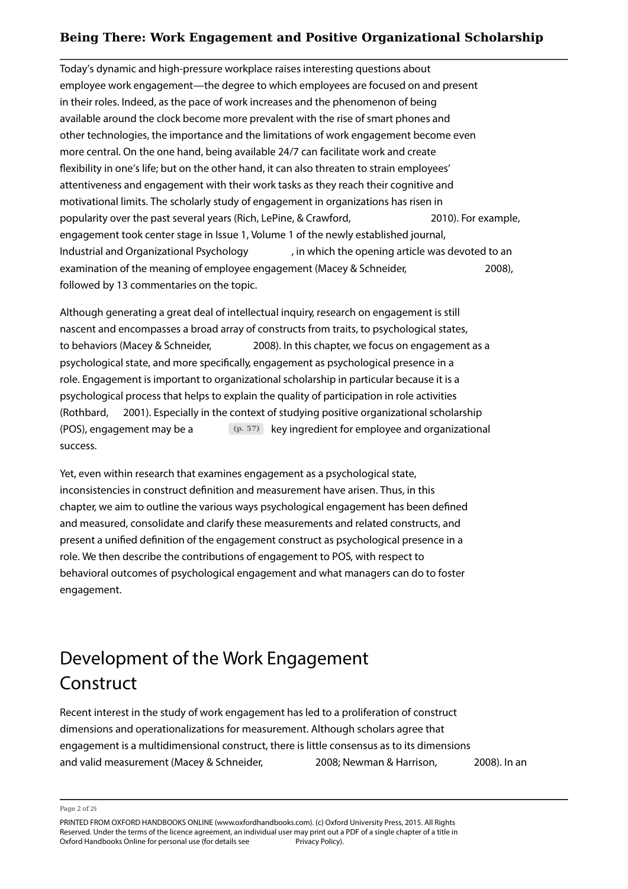Today's dynamic and high-pressure workplace raises interesting questions about employee work engagement—the degree to which employees are focused on and present in their roles. Indeed, as the pace of work increases and the phenomenon of being available around the clock become more prevalent with the rise of smart phones and other technologies, the importance and the limitations of work engagement become even more central. On the one hand, being available 24/7 can facilitate work and create flexibility in one's life; but on the other hand, it can also threaten to strain employees' attentiveness and engagement with their work tasks as they reach their cognitive and motivational limits. The scholarly study of engagement in organizations has risen in popularity over the past several years (Rich, LePine, & Crawford, 2010). For example, engagement took center stage in Issue 1, Volume 1 of the newly established journal, Industrial and Organizational Psychology, in which the opening article was devoted to an examination of the meaning of employee engagement (Macey & Schneider, 2008), followed by 13 commentaries on the topic.

Although generating a great deal of intellectual inquiry, research on engagement is still nascent and encompasses a broad array of constructs from traits, to psychological states, to behaviors (Macey & Schneider, 2008). In this chapter, we focus on engagement as a psychological state, and more specifically, engagement as psychological presence in a role. Engagement is important to organizational scholarship in particular because it is a psychological process that helps to explain the quality of participation in role activities (Rothbard, 2001). Especially in the context of studying positive organizational scholarship (POS), engagement may be a (p. 57) key ingredient for employee and organizational success.

Yet, even within research that examines engagement as a psychological state, inconsistencies in construct definition and measurement have arisen. Thus, in this chapter, we aim to outline the various ways psychological engagement has been defined and measured, consolidate and clarify these measurements and related constructs, and present a unified definition of the engagement construct as psychological presence in a role. We then describe the contributions of engagement to POS, with respect to behavioral outcomes of psychological engagement and what managers can do to foster engagement.

## Development of the Work Engagement Construct

Recent interest in the study of work engagement has led to a proliferation of construct dimensions and operationalizations for measurement. Although scholars agree that engagement is a multidimensional construct, there is little consensus as to its dimensions and valid measurement (Macey & Schneider, 2008; Newman & Harrison, 2008). In an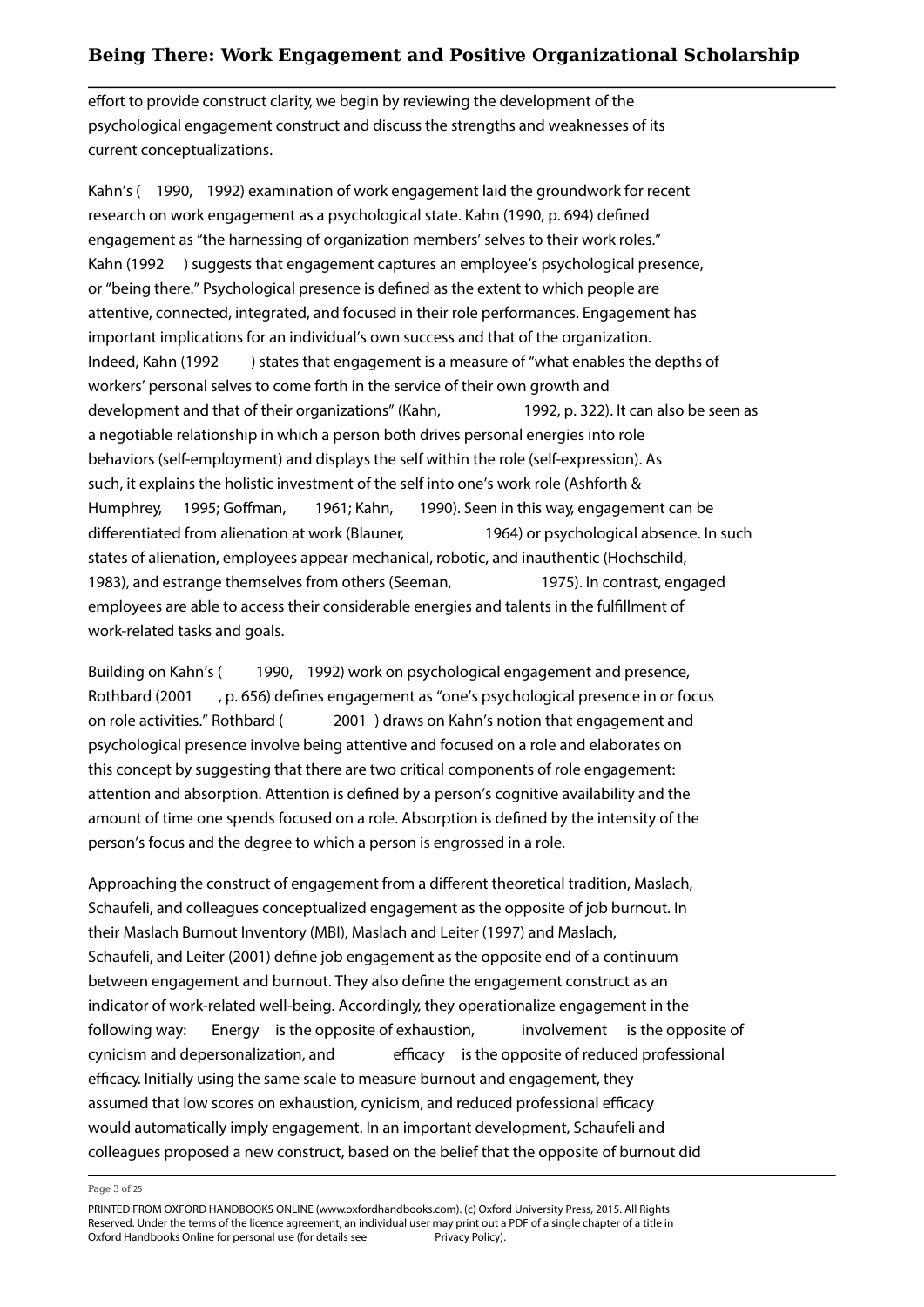effort to provide construct clarity, we begin by reviewing the development of the psychological engagement construct and discuss the strengths and weaknesses of its current conceptualizations.

Kahn's (1990, 1992) examination of work engagement laid the groundwork for recent research on work engagement as a psychological state. Kahn (1990, p. 694) defined engagement as "the harnessing of organization members' selves to their work roles." Kahn (1992) suggests that engagement captures an employee's psychological presence, or "being there." Psychological presence is defined as the extent to which people are attentive, connected, integrated, and focused in their role performances. Engagement has important implications for an individual's own success and that of the organization. Indeed, Kahn (1992) states that engagement is a measure of "what enables the depths of workers' personal selves to come forth in the service of their own growth and development and that of their organizations" (Kahn, 1992, p. 322). It can also be seen as a negotiable relationship in which a person both drives personal energies into role behaviors (self-employment) and displays the self within the role (self-expression). As such, it explains the holistic investment of the self into one's work role (Ashforth & Humphrey, 1995; Goffman, 1961; Kahn, 1990). Seen in this way, engagement can be differentiated from alienation at work (Blauner, 1964) or psychological absence. In such states of alienation, employees appear mechanical, robotic, and inauthentic (Hochschild, 1983), and estrange themselves from others (Seeman, 1975). In contrast, engaged employees are able to access their considerable energies and talents in the fulfillment of work-related tasks and goals.

Building on Kahn's (1990, 1992) work on psychological engagement and presence, Rothbard (2001, p. 656) defines engagement as "one's psychological presence in or focus on role activities." Rothbard (2001) draws on Kahn's notion that engagement and psychological presence involve being attentive and focused on a role and elaborates on this concept by suggesting that there are two critical components of role engagement: attention and absorption. Attention is defined by a person's cognitive availability and the amount of time one spends focused on a role. Absorption is defined by the intensity of the person's focus and the degree to which a person is engrossed in a role.

Approaching the construct of engagement from a different theoretical tradition, Maslach, Schaufeli, and colleagues conceptualized engagement as the opposite of job burnout. In their Maslach Burnout Inventory (MBI), Maslach and Leiter (1997) and Maslach, Schaufeli, and Leiter (2001) define job engagement as the opposite end of a continuum between engagement and burnout. They also define the engagement construct as an indicator of work-related well-being. Accordingly, they operationalize engagement in the following way: *Energy* is the opposite of exhaustion, *involvement* is the opposite of cynicism and depersonalization, and *efficacy* is the opposite of reduced professional efficacy. Initially using the same scale to measure burnout and engagement, they assumed that low scores on exhaustion, cynicism, and reduced professional efficacy would automatically imply engagement. In an important development, Schaufeli and colleagues proposed a new construct, based on the belief that the opposite of burnout did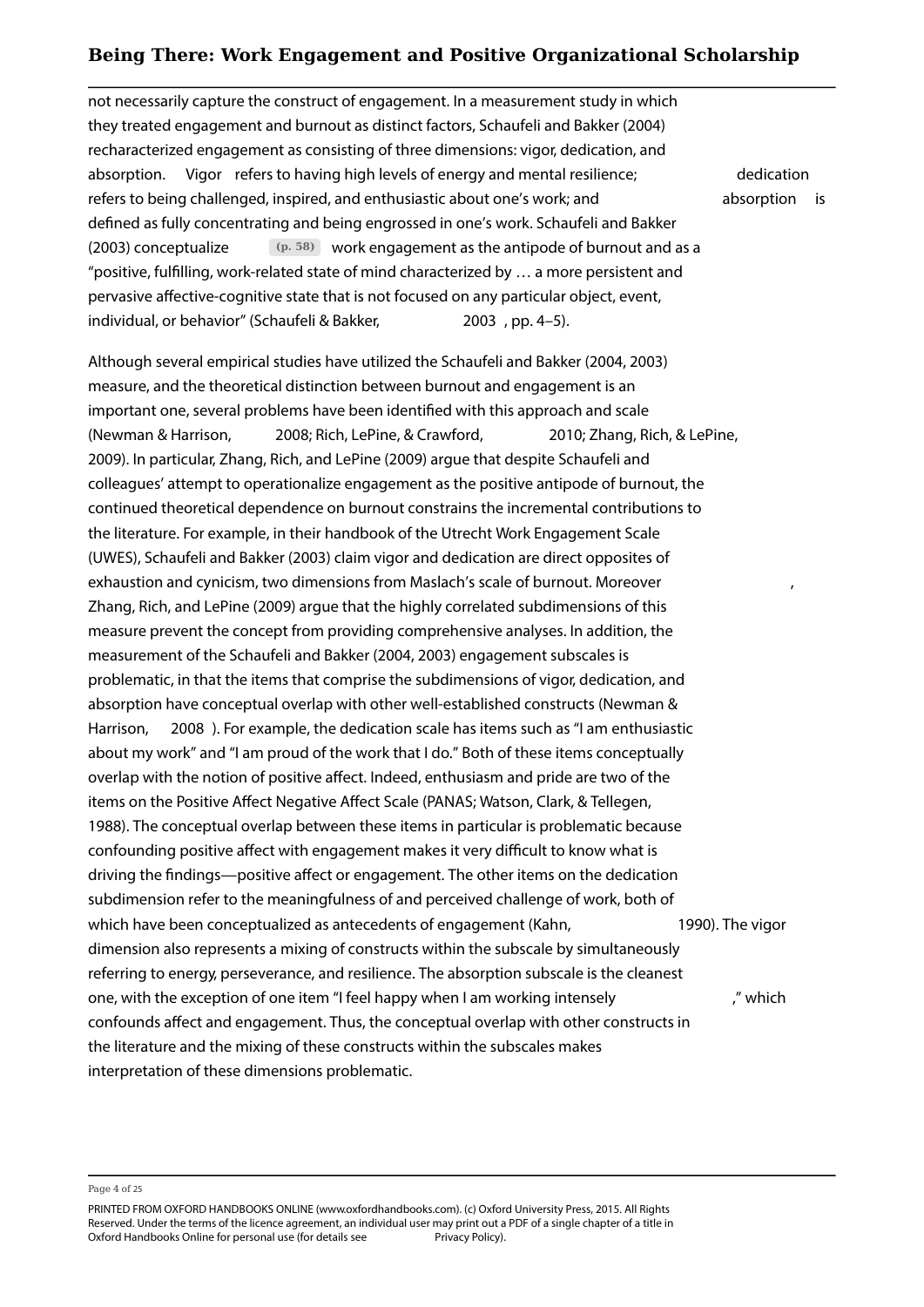not necessarily capture the construct of engagement. In a measurement study in which they treated engagement and burnout as distinct factors, Schaufeli and Bakker (2004) recharacterized engagement as consisting of three dimensions: vigor, dedication, and absorption. *Vigor* refers to having high levels of energy and mental resilience; *dedication* refers to being challenged, inspired, and enthusiastic about one's work; and *absorption* is defined as fully concentrating and being engrossed in one's work. Schaufeli and Bakker (2003) conceptualize (p. 58) work engagement as the antipode of burnout and as a "positive, fulfilling, work-related state of mind characterized by … a more persistent and pervasive affective-cognitive state that is not focused on any particular object, event, individual, or behavior" (Schaufeli & Bakker, 2003, pp. 4–5).

Although several empirical studies have utilized the Schaufeli and Bakker (2004, 2003) measure, and the theoretical distinction between burnout and engagement is an important one, several problems have been identified with this approach and scale (Newman & Harrison, 2008; Rich, LePine, & Crawford, 2010; Zhang, Rich, & LePine, 2009). In particular, Zhang, Rich, and LePine (2009) argue that despite Schaufeli and colleagues' attempt to operationalize engagement as the positive antipode of burnout, the continued theoretical dependence on burnout constrains the incremental contributions to the literature. For example, in their handbook of the Utrecht Work Engagement Scale (UWES), Schaufeli and Bakker (2003) claim vigor and dedication are direct opposites of exhaustion and cynicism, two dimensions from Maslach's scale of burnout. Moreover, Zhang, Rich, and LePine (2009) argue that the highly correlated subdimensions of this measure prevent the concept from providing comprehensive analyses. In addition, the measurement of the Schaufeli and Bakker (2004, 2003) engagement subscales is problematic, in that the items that comprise the subdimensions of vigor, dedication, and absorption have conceptual overlap with other well-established constructs (Newman & Harrison, 2008). For example, the dedication scale has items such as "I am enthusiastic about my work" and "I am proud of the work that I do." Both of these items conceptually overlap with the notion of positive affect. Indeed, enthusiasm and pride are two of the items on the Positive Affect Negative Affect Scale (PANAS; Watson, Clark, & Tellegen, 1988). The conceptual overlap between these items in particular is problematic because confounding positive affect with engagement makes it very difficult to know what is driving the findings—positive affect or engagement. The other items on the dedication subdimension refer to the meaningfulness of and perceived challenge of work, both of which have been conceptualized as antecedents of engagement (Kahn, 1990). The vigor dimension also represents a mixing of constructs within the subscale by simultaneously referring to energy, perseverance, and resilience. The absorption subscale is the cleanest one, with the exception of one item "I feel happy when I am working intensely," which confounds affect and engagement. Thus, the conceptual overlap with other constructs in the literature and the mixing of these constructs within the subscales makes interpretation of these dimensions problematic.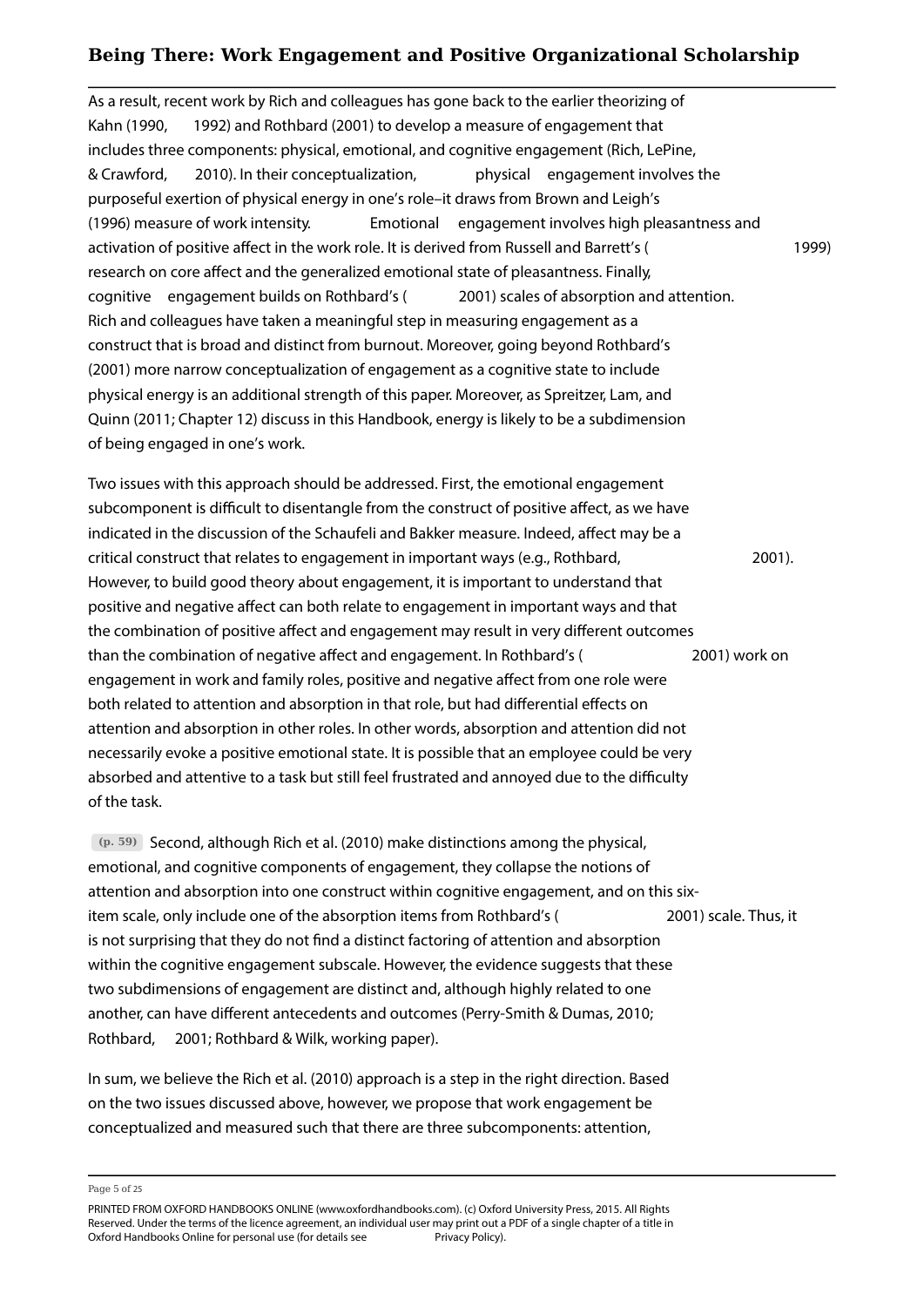As a result, recent work by Rich and colleagues has gone back to the earlier theorizing of Kahn (1990, 1992) and Rothbard (2001) to develop a measure of engagement that includes three components: physical, emotional, and cognitive engagement (Rich, LePine, & Crawford, 2010). In their conceptualization, *physical* engagement involves the purposeful exertion of physical energy in one's role–it draws from Brown and Leigh's (1996) measure of work intensity. *Emotional* engagement involves high pleasantness and activation of positive affect in the work role. It is derived from Russell and Barrett's (1999) research on core affect and the generalized emotional state of pleasantness. Finally, *cognitive* engagement builds on Rothbard's (2001) scales of absorption and attention. Rich and colleagues have taken a meaningful step in measuring engagement as a construct that is broad and distinct from burnout. Moreover, going beyond Rothbard's (2001) more narrow conceptualization of engagement as a cognitive state to include physical energy is an additional strength of this paper. Moreover, as Spreitzer, Lam, and Quinn (2011; Chapter 12) discuss in this Handbook, energy is likely to be a subdimension of being engaged in one's work.

Two issues with this approach should be addressed. First, the emotional engagement subcomponent is difficult to disentangle from the construct of positive affect, as we have indicated in the discussion of the Schaufeli and Bakker measure. Indeed, affect may be a critical construct that relates to engagement in important ways (e.g., Rothbard, 2001). However, to build good theory about engagement, it is important to understand that positive and negative affect can both relate to engagement in important ways and that the combination of positive affect and engagement may result in very different outcomes than the combination of negative affect and engagement. In Rothbard's (2001) work on engagement in work and family roles, positive and negative affect from one role were both related to attention and absorption in that role, but had differential effects on attention and absorption in other roles. In other words, absorption and attention did not necessarily evoke a positive emotional state. It is possible that an employee could be very absorbed and attentive to a task but still feel frustrated and annoyed due to the difficulty of the task.

(p. 59) Second, although Rich et al. (2010) make distinctions among the physical, emotional, and cognitive components of engagement, they collapse the notions of attention and absorption into one construct within cognitive engagement, and on this six-item scale, only include one of the absorption items from Rothbard's (2001) scale. Thus, it is not surprising that they do not find a distinct factoring of attention and absorption within the cognitive engagement subscale. However, the evidence suggests that these two subdimensions of engagement are distinct and, although highly related to one another, can have different antecedents and outcomes (Perry-Smith & Dumas, 2010; Rothbard, 2001; Rothbard & Wilk, working paper).

In sum, we believe the Rich et al. (2010) approach is a step in the right direction. Based on the two issues discussed above, however, we propose that work engagement be conceptualized and measured such that there are three subcomponents: attention,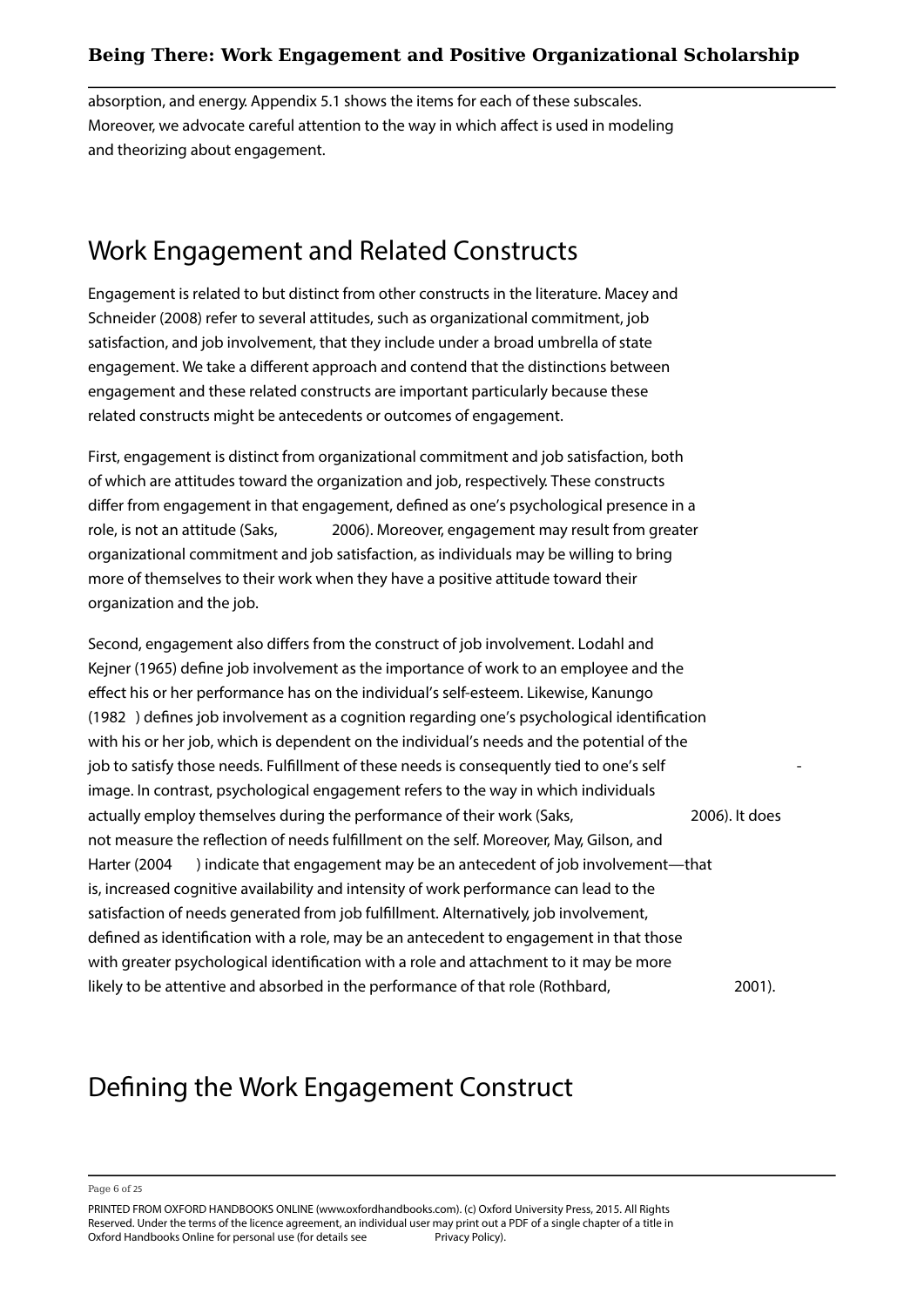absorption, and energy. Appendix 5.1 shows the items for each of these subscales. Moreover, we advocate careful attention to the way in which affect is used in modeling and theorizing about engagement.

## Work Engagement and Related Constructs

Engagement is related to but distinct from other constructs in the literature. Macey and Schneider (2008) refer to several attitudes, such as organizational commitment, job satisfaction, and job involvement, that they include under a broad umbrella of state engagement. We take a different approach and contend that the distinctions between engagement and these related constructs are important particularly because these related constructs might be antecedents or outcomes of engagement.

First, engagement is distinct from organizational commitment and job satisfaction, both of which are attitudes toward the organization and job, respectively. These constructs differ from engagement in that engagement, defined as one's psychological presence in a role, is not an attitude (Saks, 2006). Moreover, engagement may result from greater organizational commitment and job satisfaction, as individuals may be willing to bring more of themselves to their work when they have a positive attitude toward their organization and the job.

Second, engagement also differs from the construct of job involvement. Lodahl and Kejner (1965) define job involvement as the importance of work to an employee and the effect his or her performance has on the individual's self-esteem. Likewise, Kanungo (1982) defines job involvement as a cognition regarding one's psychological identification with his or her job, which is dependent on the individual's needs and the potential of the job to satisfy those needs. Fulfillment of these needs is consequently tied to one's self-image. In contrast, psychological engagement refers to the way in which individuals actually employ themselves during the performance of their work (Saks, 2006). It does not measure the reflection of needs fulfillment on the self. Moreover, May, Gilson, and Harter (2004) indicate that engagement may be an antecedent of job involvement—that is, increased cognitive availability and intensity of work performance can lead to the satisfaction of needs generated from job fulfillment. Alternatively, job involvement, defined as identification with a role, may be an antecedent to engagement in that those with greater psychological identification with a role and attachment to it may be more likely to be attentive and absorbed in the performance of that role (Rothbard, 2001).

## Defining the Work Engagement Construct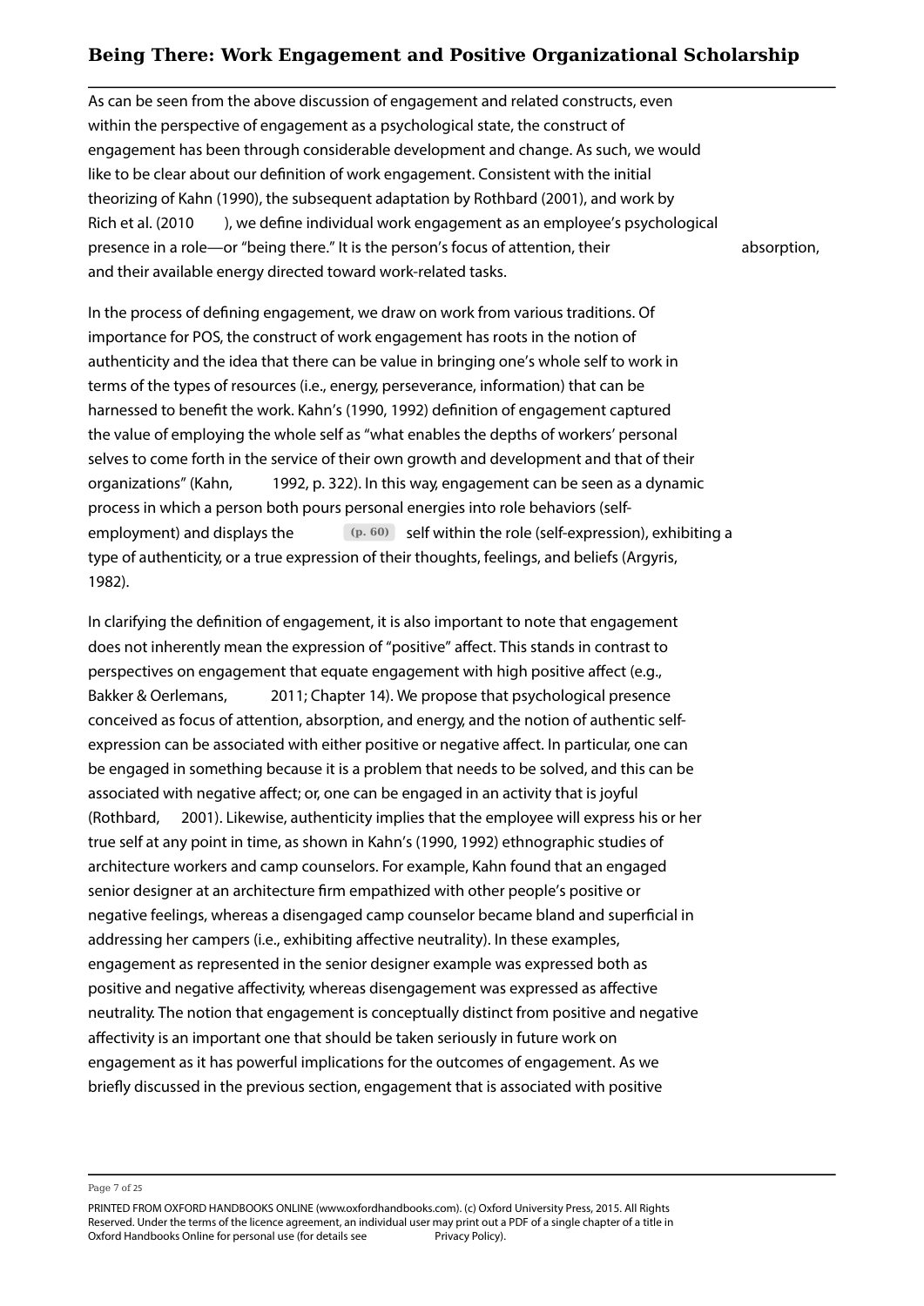As can be seen from the above discussion of engagement and related constructs, even within the perspective of engagement as a psychological state, the construct of engagement has been through considerable development and change. As such, we would like to be clear about our definition of work engagement. Consistent with the initial theorizing of Kahn (1990), the subsequent adaptation by Rothbard (2001), and work by Rich et al. (2010), we define individual work engagement as an employee's psychological presence in a role—or "being there." It is the person's focus of attention, their absorption, and their available energy directed toward work-related tasks.

In the process of defining engagement, we draw on work from various traditions. Of importance for POS, the construct of work engagement has roots in the notion of authenticity and the idea that there can be value in bringing one's whole self to work in terms of the types of resources (i.e., energy, perseverance, information) that can be harnessed to benefit the work. Kahn's (1990, 1992) definition of engagement captured the value of employing the whole self as "what enables the depths of workers' personal selves to come forth in the service of their own growth and development and that of their organizations" (Kahn, 1992, p. 322). In this way, engagement can be seen as a dynamic process in which a person both pours personal energies into role behaviors (self-employment) and displays the (p. 60) self within the role (self-expression), exhibiting a type of authenticity, or a true expression of their thoughts, feelings, and beliefs (Argyris, 1982).

In clarifying the definition of engagement, it is also important to note that engagement does not inherently mean the expression of "positive" affect. This stands in contrast to perspectives on engagement that equate engagement with high positive affect (e.g., Bakker & Oerlemans, 2011; Chapter 14). We propose that psychological presence conceived as focus of attention, absorption, and energy, and the notion of authentic self-expression can be associated with either positive or negative affect. In particular, one can be engaged in something because it is a problem that needs to be solved, and this can be associated with negative affect; or, one can be engaged in an activity that is joyful (Rothbard, 2001). Likewise, authenticity implies that the employee will express his or her true self at any point in time, as shown in Kahn's (1990, 1992) ethnographic studies of architecture workers and camp counselors. For example, Kahn found that an engaged senior designer at an architecture firm empathized with other people's positive or negative feelings, whereas a disengaged camp counselor became bland and superficial in addressing her campers (i.e., exhibiting affective neutrality). In these examples, engagement as represented in the senior designer example was expressed both as positive and negative affectivity, whereas disengagement was expressed as affective neutrality. The notion that engagement is conceptually distinct from positive and negative affectivity is an important one that should be taken seriously in future work on engagement as it has powerful implications for the outcomes of engagement. As we briefly discussed in the previous section, engagement that is associated with positive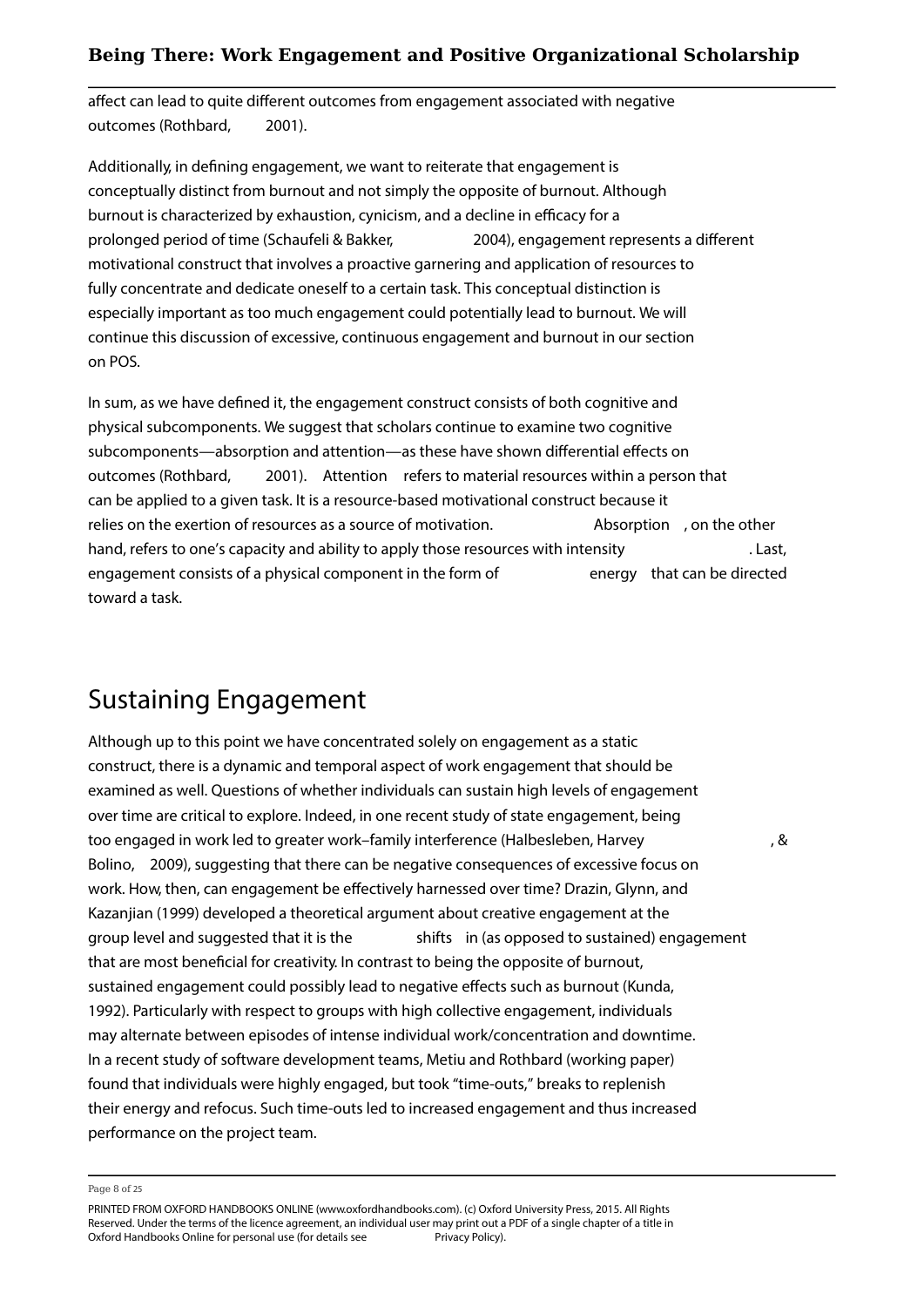affect can lead to quite different outcomes from engagement associated with negative outcomes (Rothbard, 2001).

Additionally, in defining engagement, we want to reiterate that engagement is conceptually distinct from burnout and not simply the opposite of burnout. Although burnout is characterized by exhaustion, cynicism, and a decline in efficacy for a prolonged period of time (Schaufeli & Bakker, 2004), engagement represents a different motivational construct that involves a proactive garnering and application of resources to fully concentrate and dedicate oneself to a certain task. This conceptual distinction is especially important as too much engagement could potentially lead to burnout. We will continue this discussion of excessive, continuous engagement and burnout in our section on POS.

In sum, as we have defined it, the engagement construct consists of both cognitive and physical subcomponents. We suggest that scholars continue to examine two cognitive subcomponents—absorption and attention—as these have shown differential effects on outcomes (Rothbard, 2001). *Attention* refers to material resources within a person that can be applied to a given task. It is a resource-based motivational construct because it relies on the exertion of resources as a source of motivation. *Absorption*, on the other hand, refers to one's capacity and ability to apply those resources with intensity. Last, engagement consists of a physical component in the form of *energy* that can be directed toward a task.

## Sustaining Engagement

Although up to this point we have concentrated solely on engagement as a static construct, there is a dynamic and temporal aspect of work engagement that should be examined as well. Questions of whether individuals can sustain high levels of engagement over time are critical to explore. Indeed, in one recent study of state engagement, being too engaged in work led to greater work–family interference (Halbesleben, Harvey, & Bolino, 2009), suggesting that there can be negative consequences of excessive focus on work. How, then, can engagement be effectively harnessed over time? Drazin, Glynn, and Kazanjian (1999) developed a theoretical argument about creative engagement at the group level and suggested that it is the *shifts* in (as opposed to sustained) engagement that are most beneficial for creativity. In contrast to being the opposite of burnout, sustained engagement could possibly lead to negative effects such as burnout (Kunda, 1992). Particularly with respect to groups with high collective engagement, individuals may alternate between episodes of intense individual work/concentration and downtime. In a recent study of software development teams, Metiu and Rothbard (working paper) found that individuals were highly engaged, but took "time-outs," breaks to replenish their energy and refocus. Such time-outs led to increased engagement and thus increased performance on the project team.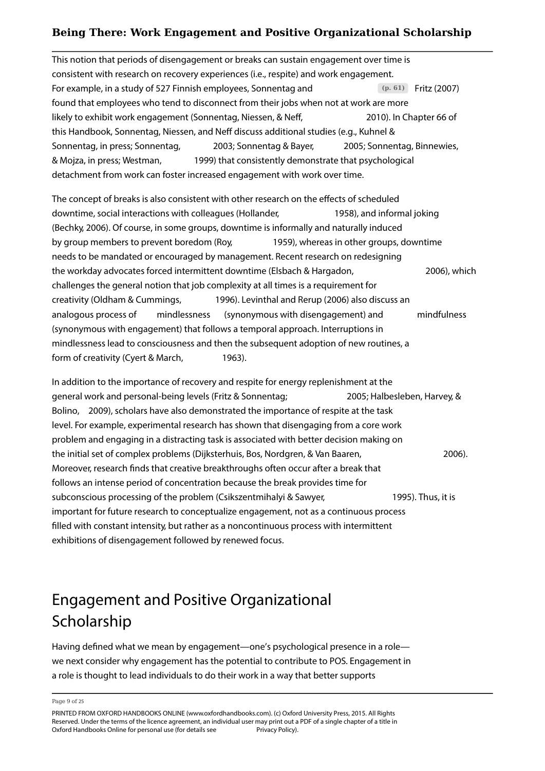This notion that periods of disengagement or breaks can sustain engagement over time is consistent with research on recovery experiences (i.e., respite) and work engagement. For example, in a study of 527 Finnish employees, Sonnentag and Fritz (2007) found that employees who tend to disconnect from their jobs when not at work are more likely to exhibit work engagement (Sonnentag, Niessen, & Neff, 2010). In Chapter 66 of this Handbook, Sonnentag, Niessen, and Neff discuss additional studies (e.g., Kuhnel & Sonnentag, in press; Sonnentag, 2003; Sonnentag & Bayer, 2005; Sonnentag, Binnewies, & Mojza, in press; Westman, 1999) that consistently demonstrate that psychological detachment from work can foster increased engagement with work over time.

The concept of breaks is also consistent with other research on the effects of scheduled downtime, social interactions with colleagues (Hollander, 1958), and informal joking (Bechky, 2006). Of course, in some groups, downtime is informally and naturally induced by group members to prevent boredom (Roy, 1959), whereas in other groups, downtime needs to be mandated or encouraged by management. Recent research on redesigning the workday advocates forced intermittent downtime (Elsbach & Hargadon, 2006), which challenges the general notion that job complexity at all times is a requirement for creativity (Oldham & Cummings, 1996). Levinthal and Rerup (2006) also discuss an analogous process of mindlessness (synonymous with disengagement) and mindfulness (synonymous with engagement) that follows a temporal approach. Interruptions in mindlessness lead to consciousness and then the subsequent adoption of new routines, a form of creativity (Cyert & March, 1963).

In addition to the importance of recovery and respite for energy replenishment at the general work and personal-being levels (Fritz & Sonnentag; 2005; Halbesleben, Harvey, & Bolino, 2009), scholars have also demonstrated the importance of respite at the task level. For example, experimental research has shown that disengaging from a core work problem and engaging in a distracting task is associated with better decision making on the initial set of complex problems (Dijksterhuis, Bos, Nordgren, & Van Baaren, 2006). Moreover, research finds that creative breakthroughs often occur after a break that follows an intense period of concentration because the break provides time for subconscious processing of the problem (Csikszentmihalyi & Sawyer, 1995). Thus, it is important for future research to conceptualize engagement, not as a continuous process filled with constant intensity, but rather as a noncontinuous process with intermittent exhibitions of disengagement followed by renewed focus.

## Engagement and Positive Organizational Scholarship

Having defined what we mean by engagement—one's psychological presence in a role—we next consider why engagement has the potential to contribute to POS. Engagement in a role is thought to lead individuals to do their work in a way that better supports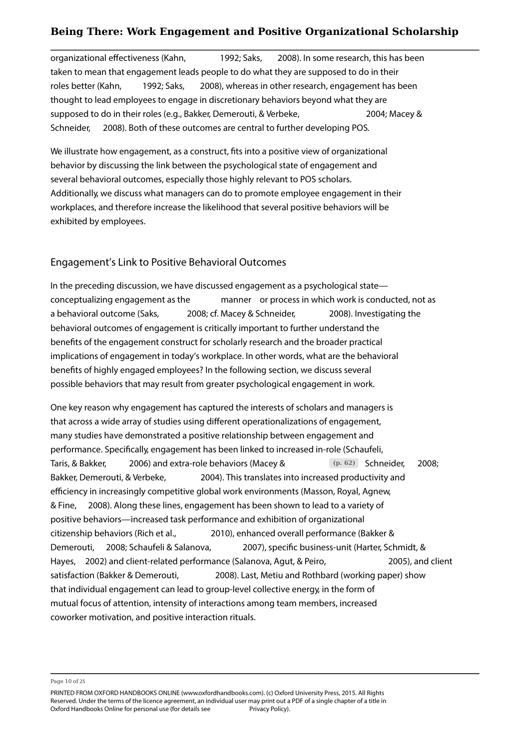organizational effectiveness (Kahn, 1992; Saks, 2008). In some research, this has been taken to mean that engagement leads people to do what they are supposed to do in their roles better (Kahn, 1992; Saks, 2008), whereas in other research, engagement has been thought to lead employees to engage in discretionary behaviors beyond what they are supposed to do in their roles (e.g., Bakker, Demerouti, & Verbeke, 2004; Macey & Schneider, 2008). Both of these outcomes are central to further developing POS.

We illustrate how engagement, as a construct, fits into a positive view of organizational behavior by discussing the link between the psychological state of engagement and several behavioral outcomes, especially those highly relevant to POS scholars. Additionally, we discuss what managers can do to promote employee engagement in their workplaces, and therefore increase the likelihood that several positive behaviors will be exhibited by employees.

## Engagement's Link to Positive Behavioral Outcomes

In the preceding discussion, we have discussed engagement as a psychological state—conceptualizing engagement as the *manner* or process in which work is conducted, not as a behavioral outcome (Saks, 2008; cf. Macey & Schneider, 2008). Investigating the behavioral outcomes of engagement is critically important to further understand the benefits of the engagement construct for scholarly research and the broader practical implications of engagement in today's workplace. In other words, what are the behavioral benefits of highly engaged employees? In the following section, we discuss several possible behaviors that may result from greater psychological engagement in work.

One key reason why engagement has captured the interests of scholars and managers is that across a wide array of studies using different operationalizations of engagement, many studies have demonstrated a positive relationship between engagement and performance. Specifically, engagement has been linked to increased in-role (Schaufeli, Taris, & Bakker, 2006) and extra-role behaviors (Macey & (p. 62) Schneider, 2008; Bakker, Demerouti, & Verbeke, 2004). This translates into increased productivity and efficiency in increasingly competitive global work environments (Masson, Royal, Agnew, & Fine, 2008). Along these lines, engagement has been shown to lead to a variety of positive behaviors—increased task performance and exhibition of organizational citizenship behaviors (Rich et al., 2010), enhanced overall performance (Bakker & Demerouti, 2008; Schaufeli & Salanova, 2007), specific business-unit (Harter, Schmidt, & Hayes, 2002) and client-related performance (Salanova, Agut, & Peiro, 2005), and client satisfaction (Bakker & Demerouti, 2008). Last, Metiu and Rothbard (working paper) show that individual engagement can lead to group-level collective energy, in the form of mutual focus of attention, intensity of interactions among team members, increased coworker motivation, and positive interaction rituals.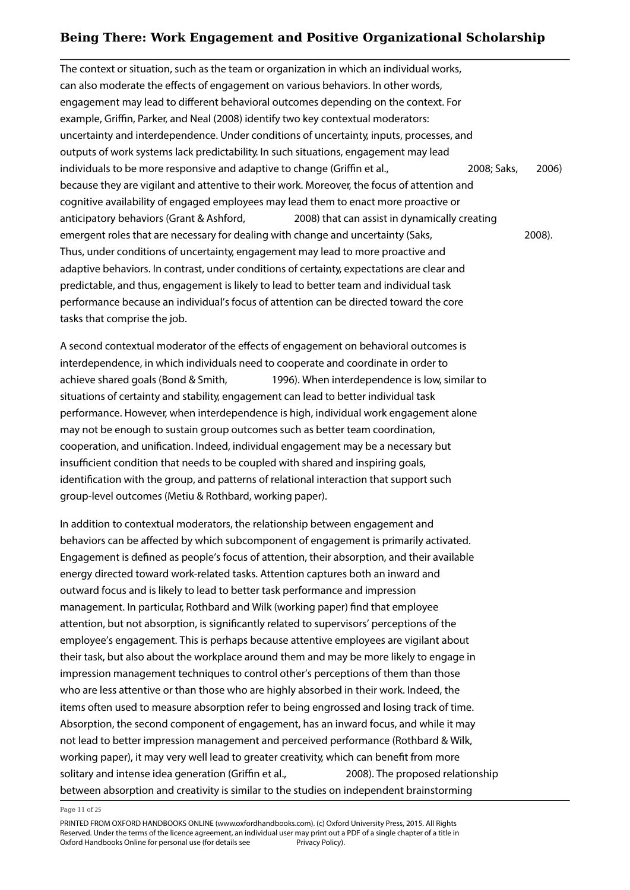The context or situation, such as the team or organization in which an individual works, can also moderate the effects of engagement on various behaviors. In other words, engagement may lead to different behavioral outcomes depending on the context. For example, Griffin, Parker, and Neal (2008) identify two key contextual moderators: uncertainty and interdependence. Under conditions of uncertainty, inputs, processes, and outputs of work systems lack predictability. In such situations, engagement may lead individuals to be more responsive and adaptive to change (Griffin et al., 2008; Saks, 2006) because they are vigilant and attentive to their work. Moreover, the focus of attention and cognitive availability of engaged employees may lead them to enact more proactive or anticipatory behaviors (Grant & Ashford, 2008) that can assist in dynamically creating emergent roles that are necessary for dealing with change and uncertainty (Saks, 2008). Thus, under conditions of uncertainty, engagement may lead to more proactive and adaptive behaviors. In contrast, under conditions of certainty, expectations are clear and predictable, and thus, engagement is likely to lead to better team and individual task performance because an individual's focus of attention can be directed toward the core tasks that comprise the job.

A second contextual moderator of the effects of engagement on behavioral outcomes is interdependence, in which individuals need to cooperate and coordinate in order to achieve shared goals (Bond & Smith, 1996). When interdependence is low, similar to situations of certainty and stability, engagement can lead to better individual task performance. However, when interdependence is high, individual work engagement alone may not be enough to sustain group outcomes such as better team coordination, cooperation, and unification. Indeed, individual engagement may be a necessary but insufficient condition that needs to be coupled with shared and inspiring goals, identification with the group, and patterns of relational interaction that support such group-level outcomes (Metiu & Rothbard, working paper).

In addition to contextual moderators, the relationship between engagement and behaviors can be affected by which subcomponent of engagement is primarily activated. Engagement is defined as people's focus of attention, their absorption, and their available energy directed toward work-related tasks. Attention captures both an inward and outward focus and is likely to lead to better task performance and impression management. In particular, Rothbard and Wilk (working paper) find that employee attention, but not absorption, is significantly related to supervisors' perceptions of the employee's engagement. This is perhaps because attentive employees are vigilant about their task, but also about the workplace around them and may be more likely to engage in impression management techniques to control other's perceptions of them than those who are less attentive or than those who are highly absorbed in their work. Indeed, the items often used to measure absorption refer to being engrossed and losing track of time. Absorption, the second component of engagement, has an inward focus, and while it may not lead to better impression management and perceived performance (Rothbard & Wilk, working paper), it may very well lead to greater creativity, which can benefit from more solitary and intense idea generation (Griffin et al., 2008). The proposed relationship between absorption and creativity is similar to the studies on independent brainstorming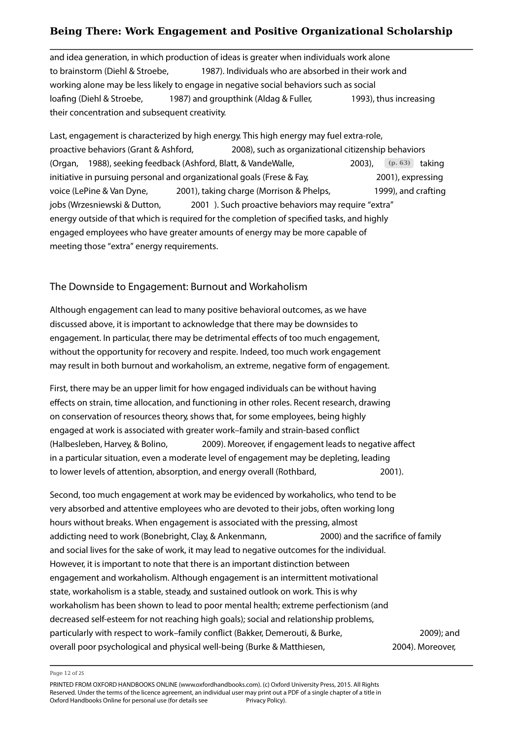and idea generation, in which production of ideas is greater when individuals work alone to brainstorm (Diehl & Stroebe, 1987). Individuals who are absorbed in their work and working alone may be less likely to engage in negative social behaviors such as social loafing (Diehl & Stroebe, 1987) and groupthink (Aldag & Fuller, 1993), thus increasing their concentration and subsequent creativity.

Last, engagement is characterized by high energy. This high energy may fuel extra-role, proactive behaviors (Grant & Ashford, 2008), such as organizational citizenship behaviors (Organ, 1988), seeking feedback (Ashford, Blatt, & VandeWalle, 2003), **(p. 63)** taking initiative in pursuing personal and organizational goals (Frese & Fay, 2001), expressing voice (LePine & Van Dyne, 2001), taking charge (Morrison & Phelps, 1999), and crafting jobs (Wrzesniewski & Dutton, 2001). Such proactive behaviors may require "extra" energy outside of that which is required for the completion of specified tasks, and highly engaged employees who have greater amounts of energy may be more capable of meeting those "extra" energy requirements.

## The Downside to Engagement: Burnout and Workaholism

Although engagement can lead to many positive behavioral outcomes, as we have discussed above, it is important to acknowledge that there may be downsides to engagement. In particular, there may be detrimental effects of too much engagement, without the opportunity for recovery and respite. Indeed, too much work engagement may result in both burnout and workaholism, an extreme, negative form of engagement.

First, there may be an upper limit for how engaged individuals can be without having effects on strain, time allocation, and functioning in other roles. Recent research, drawing on conservation of resources theory, shows that, for some employees, being highly engaged at work is associated with greater work–family and strain-based conflict (Halbesleben, Harvey, & Bolino, 2009). Moreover, if engagement leads to negative affect in a particular situation, even a moderate level of engagement may be depleting, leading to lower levels of attention, absorption, and energy overall (Rothbard, 2001).

Second, too much engagement at work may be evidenced by workaholics, who tend to be very absorbed and attentive employees who are devoted to their jobs, often working long hours without breaks. When engagement is associated with the pressing, almost addicting need to work (Bonebright, Clay, & Ankenmann, 2000) and the sacrifice of family and social lives for the sake of work, it may lead to negative outcomes for the individual. However, it is important to note that there is an important distinction between engagement and workaholism. Although engagement is an intermittent motivational state, workaholism is a stable, steady, and sustained outlook on work. This is why workaholism has been shown to lead to poor mental health; extreme perfectionism (and decreased self-esteem for not reaching high goals); social and relationship problems, particularly with respect to work–family conflict (Bakker, Demerouti, & Burke, 2009); and overall poor psychological and physical well-being (Burke & Matthiesen, 2004). Moreover,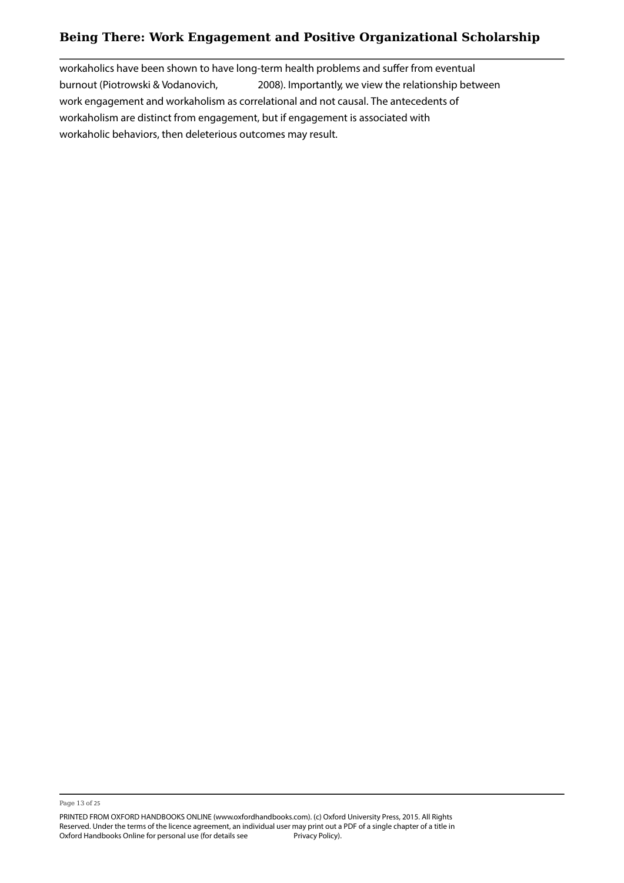workaholics have been shown to have long-term health problems and suffer from eventual burnout (Piotrowski & Vodanovich, 2008). Importantly, we view the relationship between work engagement and workaholism as correlational and not causal. The antecedents of workaholism are distinct from engagement, but if engagement is associated with workaholic behaviors, then deleterious outcomes may result.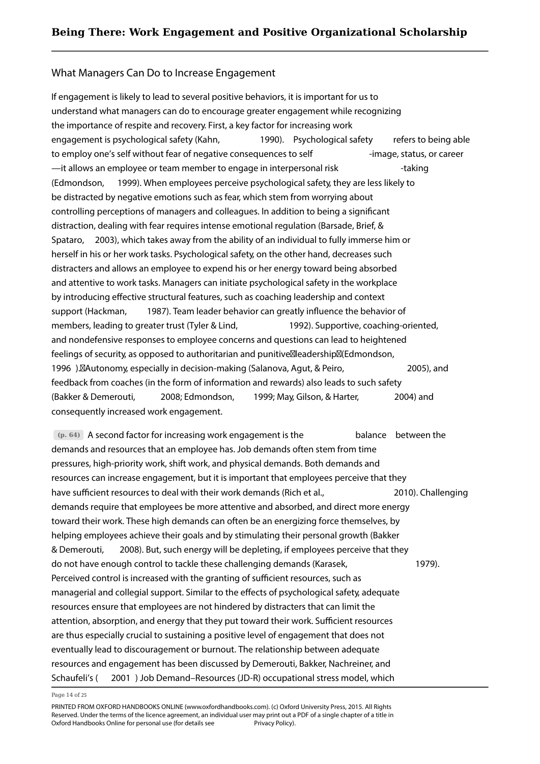## What Managers Can Do to Increase Engagement

If engagement is likely to lead to several positive behaviors, it is important for us to understand what managers can do to encourage greater engagement while recognizing the importance of respite and recovery. First, a key factor for increasing work engagement is psychological safety (Kahn, 1990). Psychological safety refers to being able to employ one's self without fear of negative consequences to self-image, status, or career—it allows an employee or team member to engage in interpersonal risk-taking (Edmondson, 1999). When employees perceive psychological safety, they are less likely to be distracted by negative emotions such as fear, which stem from worrying about controlling perceptions of managers and colleagues. In addition to being a significant distraction, dealing with fear requires intense emotional regulation (Barsade, Brief, & Spataro, 2003), which takes away from the ability of an individual to fully immerse him or herself in his or her work tasks. Psychological safety, on the other hand, decreases such distracters and allows an employee to expend his or her energy toward being absorbed and attentive to work tasks. Managers can initiate psychological safety in the workplace by introducing effective structural features, such as coaching leadership and context support (Hackman, 1987). Team leader behavior can greatly influence the behavior of members, leading to greater trust (Tyler & Lind, 1992). Supportive, coaching-oriented, and nondefensive responses to employee concerns and questions can lead to heightened feelings of security, as opposed to authoritarian and punitive leadership (Edmondson, 1996). Autonomy, especially in decision-making (Salanova, Agut, & Peiro, 2005), and feedback from coaches (in the form of information and rewards) also leads to such safety (Bakker & Demerouti, 2008; Edmondson, 1999; May, Gilson, & Harter, 2004) and consequently increased work engagement.

(p. 64) A second factor for increasing work engagement is the balance between the demands and resources that an employee has. Job demands often stem from time pressures, high-priority work, shift work, and physical demands. Both demands and resources can increase engagement, but it is important that employees perceive that they have sufficient resources to deal with their work demands (Rich et al., 2010). Challenging demands require that employees be more attentive and absorbed, and direct more energy toward their work. These high demands can often be an energizing force themselves, by helping employees achieve their goals and by stimulating their personal growth (Bakker & Demerouti, 2008). But, such energy will be depleting, if employees perceive that they do not have enough control to tackle these challenging demands (Karasek, 1979). Perceived control is increased with the granting of sufficient resources, such as managerial and collegial support. Similar to the effects of psychological safety, adequate resources ensure that employees are not hindered by distracters that can limit the attention, absorption, and energy that they put toward their work. Sufficient resources are thus especially crucial to sustaining a positive level of engagement that does not eventually lead to discouragement or burnout. The relationship between adequate resources and engagement has been discussed by Demerouti, Bakker, Nachreiner, and Schaufeli's (2001) Job Demand–Resources (JD-R) occupational stress model, which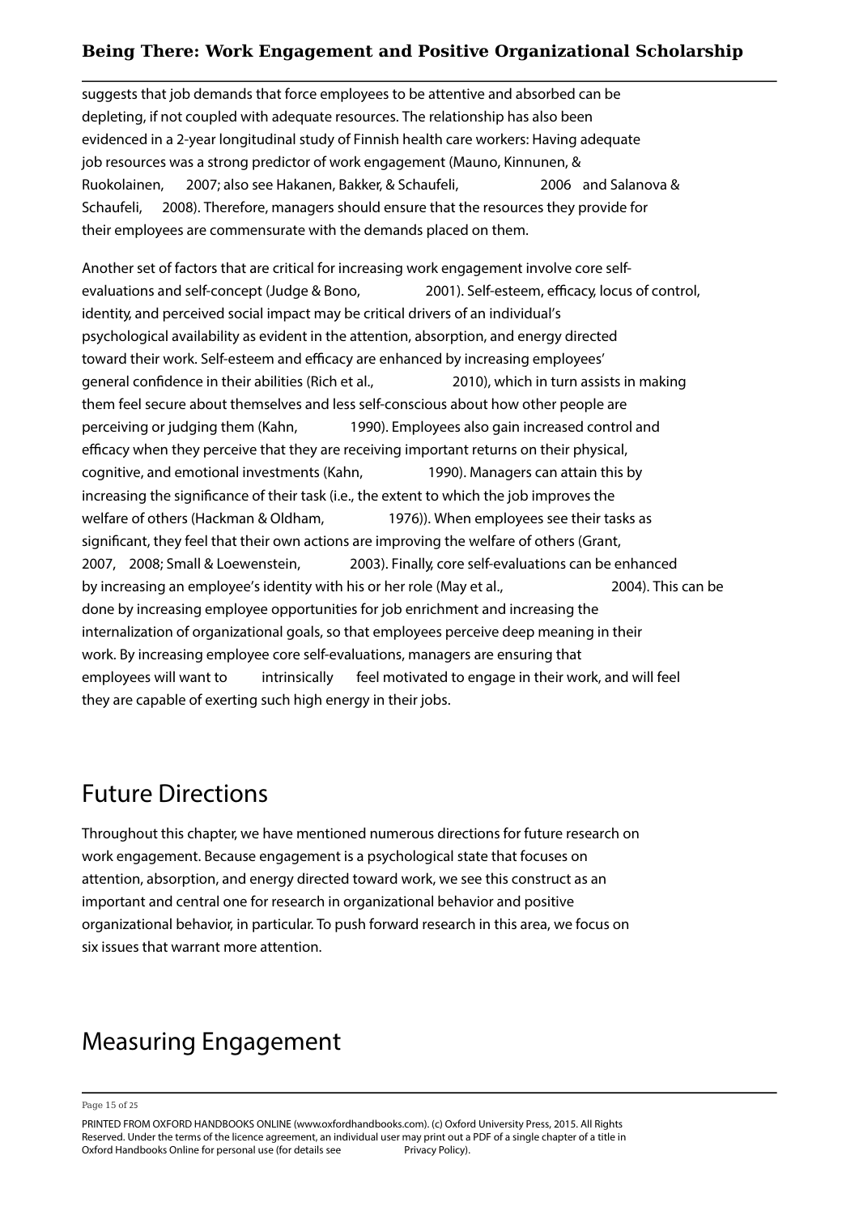suggests that job demands that force employees to be attentive and absorbed can be depleting, if not coupled with adequate resources. The relationship has also been evidenced in a 2-year longitudinal study of Finnish health care workers: Having adequate job resources was a strong predictor of work engagement (Mauno, Kinnunen, & Ruokolainen, 2007; also see Hakanen, Bakker, & Schaufeli, 2006 and Salanova & Schaufeli, 2008). Therefore, managers should ensure that the resources they provide for their employees are commensurate with the demands placed on them.

Another set of factors that are critical for increasing work engagement involve core self-evaluations and self-concept (Judge & Bono, 2001). Self-esteem, efficacy, locus of control, identity, and perceived social impact may be critical drivers of an individual's psychological availability as evident in the attention, absorption, and energy directed toward their work. Self-esteem and efficacy are enhanced by increasing employees' general confidence in their abilities (Rich et al., 2010), which in turn assists in making them feel secure about themselves and less self-conscious about how other people are perceiving or judging them (Kahn, 1990). Employees also gain increased control and efficacy when they perceive that they are receiving important returns on their physical, cognitive, and emotional investments (Kahn, 1990). Managers can attain this by increasing the significance of their task (i.e., the extent to which the job improves the welfare of others (Hackman & Oldham, 1976)). When employees see their tasks as significant, they feel that their own actions are improving the welfare of others (Grant, 2007, 2008; Small & Loewenstein, 2003). Finally, core self-evaluations can be enhanced by increasing an employee's identity with his or her role (May et al., 2004). This can be done by increasing employee opportunities for job enrichment and increasing the internalization of organizational goals, so that employees perceive deep meaning in their work. By increasing employee core self-evaluations, managers are ensuring that employees will want to *intrinsically* feel motivated to engage in their work, and will feel they are capable of exerting such high energy in their jobs.

## Future Directions

Throughout this chapter, we have mentioned numerous directions for future research on work engagement. Because engagement is a psychological state that focuses on attention, absorption, and energy directed toward work, we see this construct as an important and central one for research in organizational behavior and positive organizational behavior, in particular. To push forward research in this area, we focus on six issues that warrant more attention.

## Measuring Engagement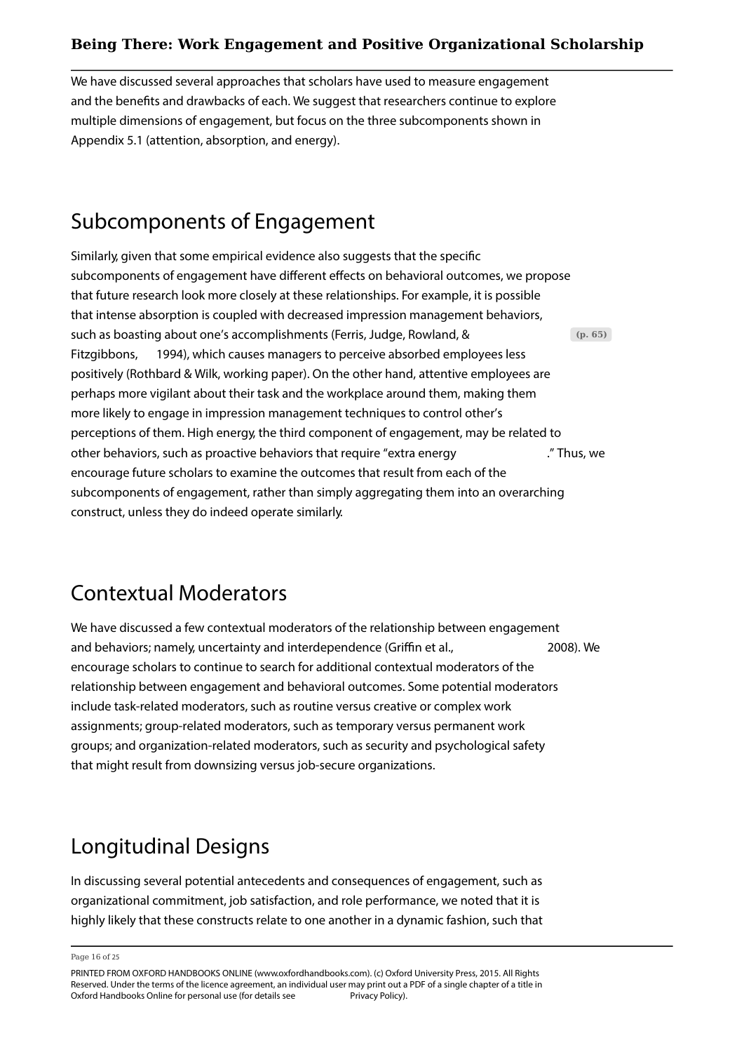We have discussed several approaches that scholars have used to measure engagement and the benefits and drawbacks of each. We suggest that researchers continue to explore multiple dimensions of engagement, but focus on the three subcomponents shown in Appendix 5.1 (attention, absorption, and energy).

## Subcomponents of Engagement

Similarly, given that some empirical evidence also suggests that the specific subcomponents of engagement have different effects on behavioral outcomes, we propose that future research look more closely at these relationships. For example, it is possible that intense absorption is coupled with decreased impression management behaviors, such as boasting about one's accomplishments (Ferris, Judge, Rowland, & Fitzgibbons, 1994), which causes managers to perceive absorbed employees less positively (Rothbard & Wilk, working paper). On the other hand, attentive employees are perhaps more vigilant about their task and the workplace around them, making them more likely to engage in impression management techniques to control other's perceptions of them. High energy, the third component of engagement, may be related to other behaviors, such as proactive behaviors that require "extra energy ." Thus, we encourage future scholars to examine the outcomes that result from each of the subcomponents of engagement, rather than simply aggregating them into an overarching construct, unless they do indeed operate similarly.

## Contextual Moderators

We have discussed a few contextual moderators of the relationship between engagement and behaviors; namely, uncertainty and interdependence (Griffin et al., 2008). We encourage scholars to continue to search for additional contextual moderators of the relationship between engagement and behavioral outcomes. Some potential moderators include task-related moderators, such as routine versus creative or complex work assignments; group-related moderators, such as temporary versus permanent work groups; and organization-related moderators, such as security and psychological safety that might result from downsizing versus job-secure organizations.

## Longitudinal Designs

In discussing several potential antecedents and consequences of engagement, such as organizational commitment, job satisfaction, and role performance, we noted that it is highly likely that these constructs relate to one another in a dynamic fashion, such that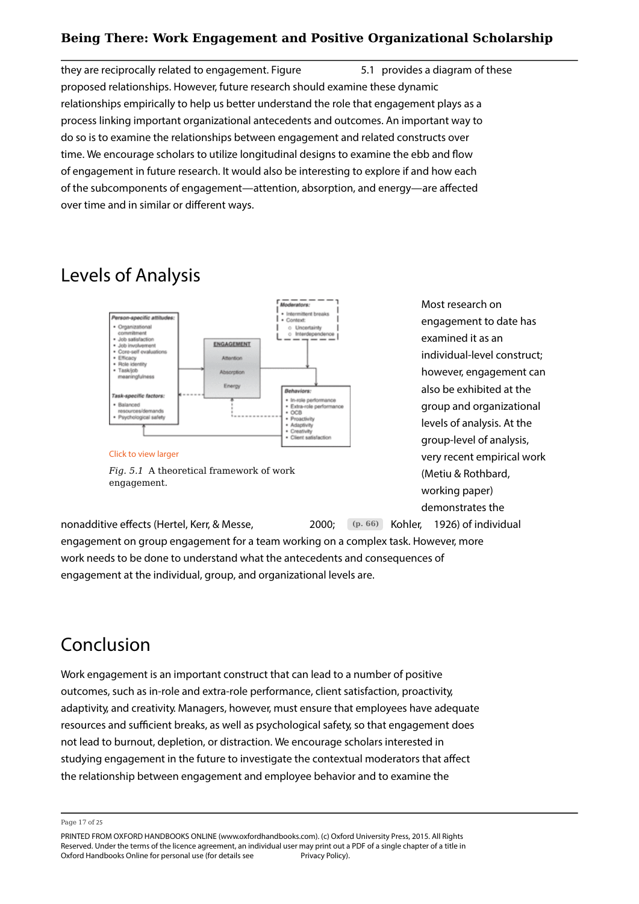they are reciprocally related to engagement. Figure 5.1 provides a diagram of these proposed relationships. However, future research should examine these dynamic relationships empirically to help us better understand the role that engagement plays as a process linking important organizational antecedents and outcomes. An important way to do so is to examine the relationships between engagement and related constructs over time. We encourage scholars to utilize longitudinal designs to examine the ebb and flow of engagement in future research. It would also be interesting to explore if and how each of the subcomponents of engagement—attention, absorption, and energy—are affected over time and in similar or different ways.

## Levels of Analysis

Click to view larger

*Fig. 5.1* A theoretical framework of work engagement.

Most research on engagement to date has examined it as an individual-level construct; however, engagement can also be exhibited at the group and organizational levels of analysis. At the group-level of analysis, very recent empirical work (Metiu & Rothbard, working paper) demonstrates the nonadditive effects (Hertel, Kerr, & Messe, 2000; (p. 66) Kohler, 1926) of individual engagement on group engagement for a team working on a complex task. However, more work needs to be done to understand what the antecedents and consequences of engagement at the individual, group, and organizational levels are.

## Conclusion

Work engagement is an important construct that can lead to a number of positive outcomes, such as in-role and extra-role performance, client satisfaction, proactivity, adaptivity, and creativity. Managers, however, must ensure that employees have adequate resources and sufficient breaks, as well as psychological safety, so that engagement does not lead to burnout, depletion, or distraction. We encourage scholars interested in studying engagement in the future to investigate the contextual moderators that affect the relationship between engagement and employee behavior and to examine the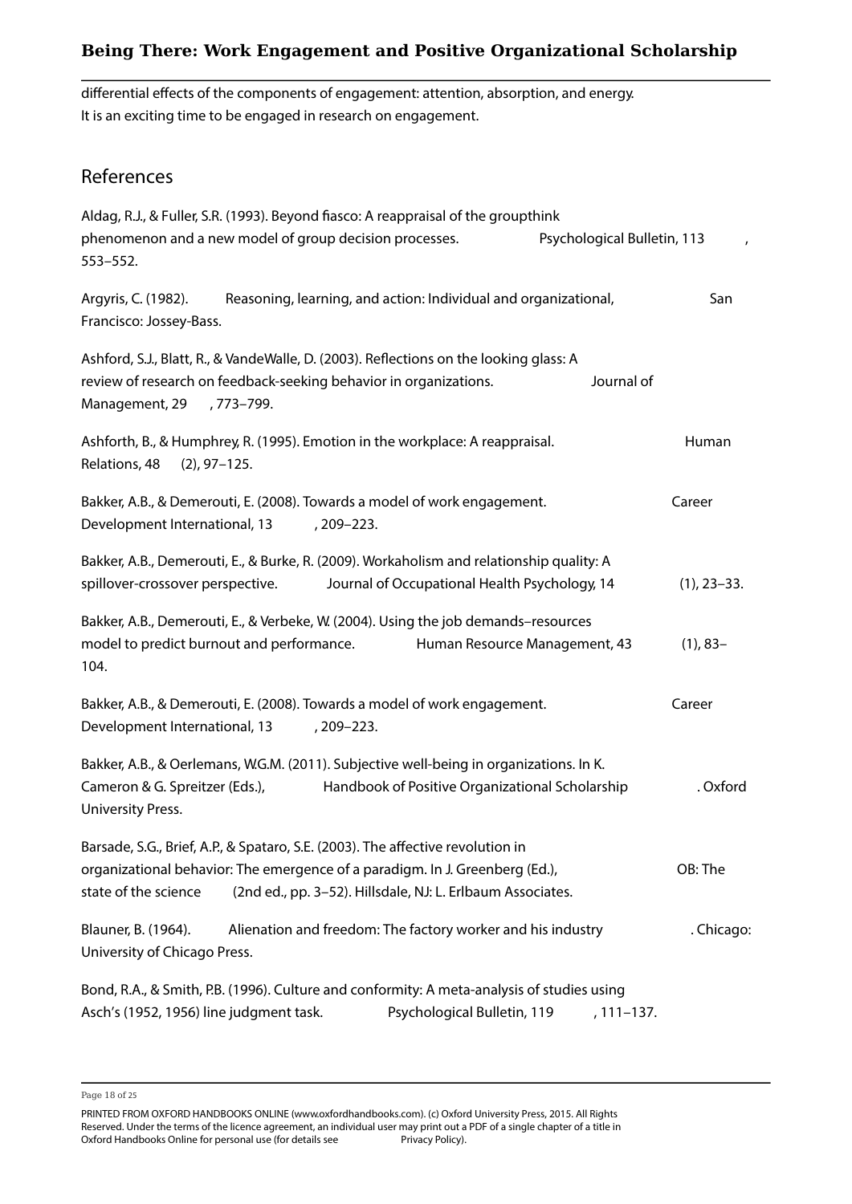differential effects of the components of engagement: attention, absorption, and energy. It is an exciting time to be engaged in research on engagement.

## References

Aldag, R.J., & Fuller, S.R. (1993). Beyond fiasco: A reappraisal of the groupthink phenomenon and a new model of group decision processes. *Psychological Bulletin, 113*, 553–552.

Argyris, C. (1982). *Reasoning, learning, and action: Individual and organizational,* San Francisco: Jossey-Bass.

Ashford, S.J., Blatt, R., & VandeWalle, D. (2003). Reflections on the looking glass: A review of research on feedback-seeking behavior in organizations. *Journal of Management, 29*, 773–799.

Ashforth, B., & Humphrey, R. (1995). Emotion in the workplace: A reappraisal. *Human Relations, 48* (2), 97–125.

Bakker, A.B., & Demerouti, E. (2008). Towards a model of work engagement. *Career Development International, 13*, 209–223.

Bakker, A.B., Demerouti, E., & Burke, R. (2009). Workaholism and relationship quality: A spillover-crossover perspective. *Journal of Occupational Health Psychology, 14* (1), 23–33.

Bakker, A.B., Demerouti, E., & Verbeke, W. (2004). Using the job demands–resources model to predict burnout and performance. *Human Resource Management, 43* (1), 83–104.

Bakker, A.B., & Demerouti, E. (2008). Towards a model of work engagement. *Career Development International, 13*, 209–223.

Bakker, A.B., & Oerlemans, W.G.M. (2011). Subjective well-being in organizations. In K. Cameron & G. Spreitzer (Eds.), *Handbook of Positive Organizational Scholarship*. Oxford University Press.

Barsade, S.G., Brief, A.P., & Spataro, S.E. (2003). The affective revolution in organizational behavior: The emergence of a paradigm. In J. Greenberg (Ed.), *OB: The state of the science* (2nd ed., pp. 3–52). Hillsdale, NJ: L. Erlbaum Associates.

Blauner, B. (1964). *Alienation and freedom: The factory worker and his industry*. Chicago: University of Chicago Press.

Bond, R.A., & Smith, P.B. (1996). Culture and conformity: A meta-analysis of studies using Asch's (1952, 1956) line judgment task. *Psychological Bulletin, 119*, 111–137.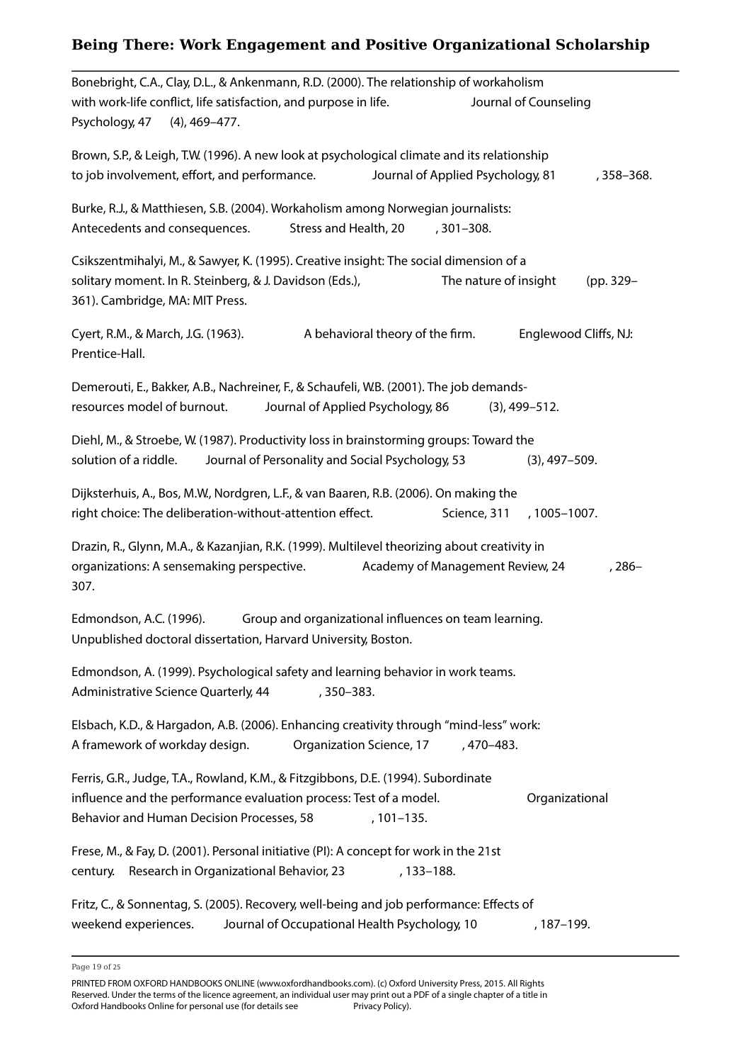Bonebright, C.A., Clay, D.L., & Ankenmann, R.D. (2000). The relationship of workaholism with work-life conflict, life satisfaction, and purpose in life. *Journal of Counseling Psychology, 47* (4), 469–477.

Brown, S.P., & Leigh, T.W. (1996). A new look at psychological climate and its relationship to job involvement, effort, and performance. *Journal of Applied Psychology, 81*, 358–368.

Burke, R.J., & Matthiesen, S.B. (2004). Workaholism among Norwegian journalists: Antecedents and consequences. *Stress and Health, 20*, 301–308.

Csikszentmihalyi, M., & Sawyer, K. (1995). Creative insight: The social dimension of a solitary moment. In R. Steinberg, & J. Davidson (Eds.), *The nature of insight* (pp. 329–361). Cambridge, MA: MIT Press.

Cyert, R.M., & March, J.G. (1963). *A behavioral theory of the firm.* Englewood Cliffs, NJ: Prentice-Hall.

Demerouti, E., Bakker, A.B., Nachreiner, F., & Schaufeli, W.B. (2001). The job demands-resources model of burnout. *Journal of Applied Psychology, 86* (3), 499–512.

Diehl, M., & Stroebe, W. (1987). Productivity loss in brainstorming groups: Toward the solution of a riddle. *Journal of Personality and Social Psychology, 53* (3), 497–509.

Dijksterhuis, A., Bos, M.W., Nordgren, L.F., & van Baaren, R.B. (2006). On making the right choice: The deliberation-without-attention effect. *Science, 311*, 1005–1007.

Drazin, R., Glynn, M.A., & Kazanjian, R.K. (1999). Multilevel theorizing about creativity in organizations: A sensemaking perspective. *Academy of Management Review, 24*, 286–307.

Edmondson, A.C. (1996). *Group and organizational influences on team learning.* Unpublished doctoral dissertation, Harvard University, Boston.

Edmondson, A. (1999). Psychological safety and learning behavior in work teams. *Administrative Science Quarterly, 44*, 350–383.

Elsbach, K.D., & Hargadon, A.B. (2006). Enhancing creativity through "mind-less" work: A framework of workday design. *Organization Science, 17*, 470–483.

Ferris, G.R., Judge, T.A., Rowland, K.M., & Fitzgibbons, D.E. (1994). Subordinate influence and the performance evaluation process: Test of a model. *Organizational Behavior and Human Decision Processes, 58*, 101–135.

Frese, M., & Fay, D. (2001). Personal initiative (PI): A concept for work in the 21st century. *Research in Organizational Behavior, 23*, 133–188.

Fritz, C., & Sonnentag, S. (2005). Recovery, well-being and job performance: Effects of weekend experiences. *Journal of Occupational Health Psychology, 10*, 187–199.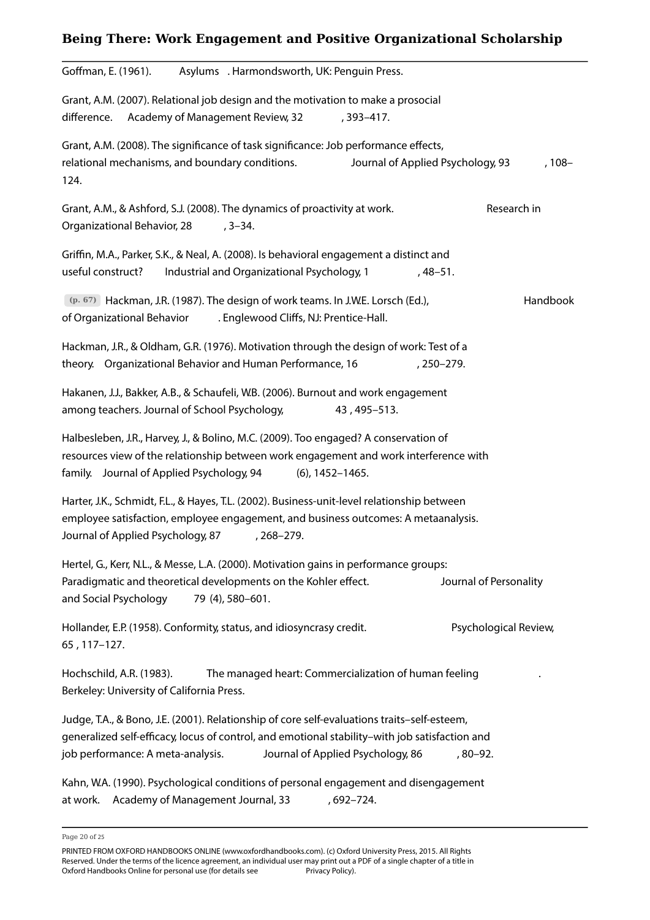Goffman, E. (1961). *Asylums*. Harmondsworth, UK: Penguin Press.

Grant, A.M. (2007). Relational job design and the motivation to make a prosocial difference. *Academy of Management Review, 32*, 393–417.

Grant, A.M. (2008). The significance of task significance: Job performance effects, relational mechanisms, and boundary conditions. *Journal of Applied Psychology, 93*, 108–124.

Grant, A.M., & Ashford, S.J. (2008). The dynamics of proactivity at work. *Research in Organizational Behavior, 28*, 3–34.

Griffin, M.A., Parker, S.K., & Neal, A. (2008). Is behavioral engagement a distinct and useful construct? *Industrial and Organizational Psychology, 1*, 48–51.

(p. 67) Hackman, J.R. (1987). The design of work teams. In J.W.E. Lorsch (Ed.), *Handbook of Organizational Behavior*. Englewood Cliffs, NJ: Prentice-Hall.

Hackman, J.R., & Oldham, G.R. (1976). Motivation through the design of work: Test of a theory. *Organizational Behavior and Human Performance, 16*, 250–279.

Hakanen, J.J., Bakker, A.B., & Schaufeli, W.B. (2006). Burnout and work engagement among teachers. Journal of School Psychology, *43*, 495–513.

Halbesleben, J.R., Harvey, J., & Bolino, M.C. (2009). Too engaged? A conservation of resources view of the relationship between work engagement and work interference with family. *Journal of Applied Psychology, 94* (6), 1452–1465.

Harter, J.K., Schmidt, F.L., & Hayes, T.L. (2002). Business-unit-level relationship between employee satisfaction, employee engagement, and business outcomes: A metaanalysis. Journal of Applied Psychology, 87, 268–279.

Hertel, G., Kerr, N.L., & Messe, L.A. (2000). Motivation gains in performance groups: Paradigmatic and theoretical developments on the Kohler effect. *Journal of Personality and Social Psychology* 79 (4), 580–601.

Hollander, E.P. (1958). Conformity, status, and idiosyncrasy credit. *Psychological Review, 65*, 117–127.

Hochschild, A.R. (1983). *The managed heart: Commercialization of human feeling*. Berkeley: University of California Press.

Judge, T.A., & Bono, J.E. (2001). Relationship of core self-evaluations traits–self-esteem, generalized self-efficacy, locus of control, and emotional stability–with job satisfaction and job performance: A meta-analysis. *Journal of Applied Psychology, 86*, 80–92.

Kahn, W.A. (1990). Psychological conditions of personal engagement and disengagement at work. *Academy of Management Journal, 33*, 692–724.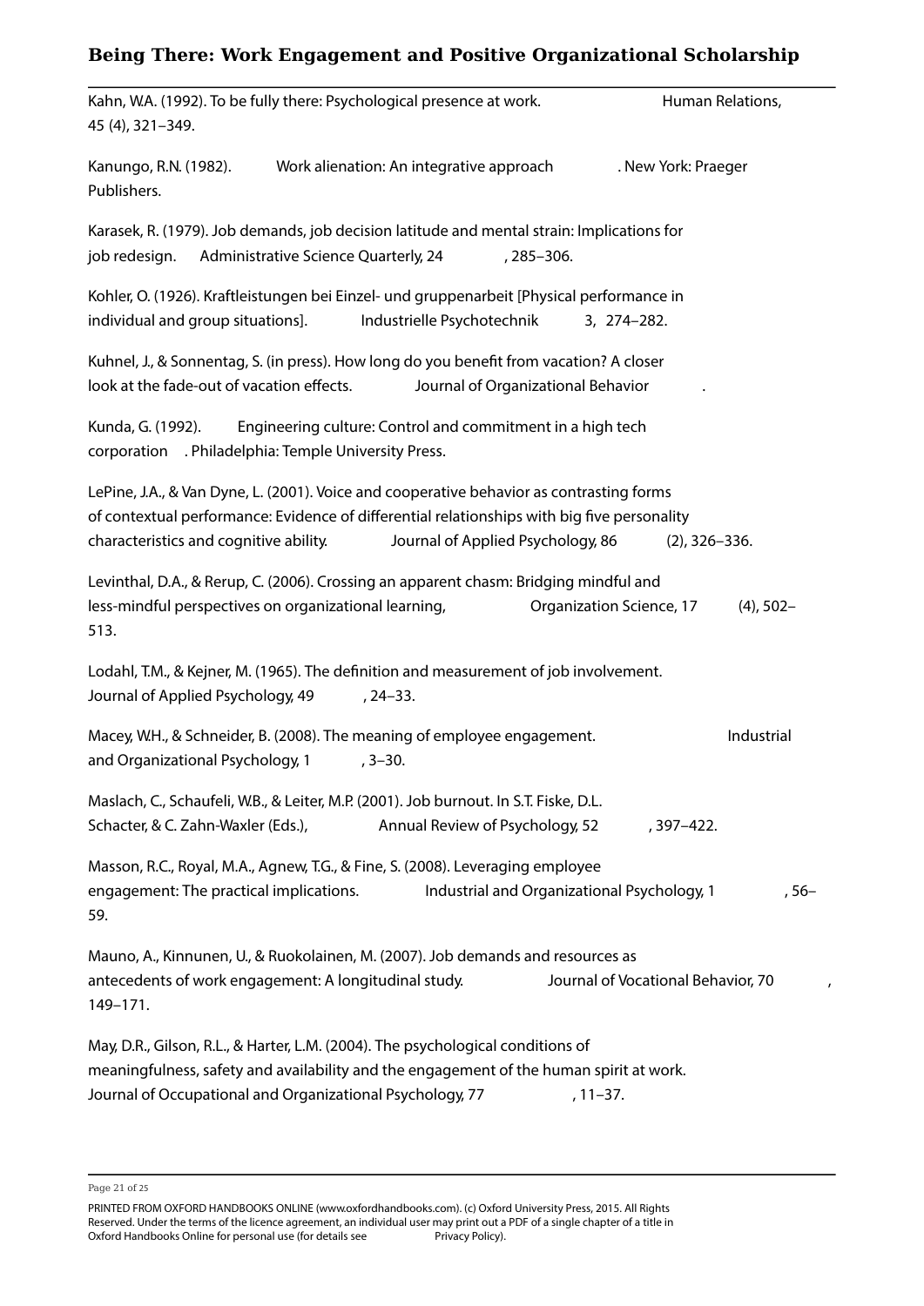Kahn, W.A. (1992). To be fully there: Psychological presence at work. *Human Relations, 45* (4), 321–349.

Kanungo, R.N. (1982). *Work alienation: An integrative approach*. New York: Praeger Publishers.

Karasek, R. (1979). Job demands, job decision latitude and mental strain: Implications for job redesign. *Administrative Science Quarterly, 24*, 285–306.

Kohler, O. (1926). Kraftleistungen bei Einzel- und gruppenarbeit [Physical performance in individual and group situations]. *Industrielle Psychotechnik* 3, 274–282.

Kuhnel, J., & Sonnentag, S. (in press). How long do you benefit from vacation? A closer look at the fade-out of vacation effects. *Journal of Organizational Behavior*.

Kunda, G. (1992). *Engineering culture: Control and commitment in a high tech corporation*. Philadelphia: Temple University Press.

LePine, J.A., & Van Dyne, L. (2001). Voice and cooperative behavior as contrasting forms of contextual performance: Evidence of differential relationships with big five personality characteristics and cognitive ability. *Journal of Applied Psychology, 86* (2), 326–336.

Levinthal, D.A., & Rerup, C. (2006). Crossing an apparent chasm: Bridging mindful and less-mindful perspectives on organizational learning, *Organization Science, 17* (4), 502–513.

Lodahl, T.M., & Kejner, M. (1965). The definition and measurement of job involvement. *Journal of Applied Psychology, 49*, 24–33.

Macey, W.H., & Schneider, B. (2008). The meaning of employee engagement. *Industrial and Organizational Psychology, 1*, 3–30.

Maslach, C., Schaufeli, W.B., & Leiter, M.P. (2001). Job burnout. In S.T. Fiske, D.L. Schacter, & C. Zahn-Waxler (Eds.), *Annual Review of Psychology, 52*, 397–422.

Masson, R.C., Royal, M.A., Agnew, T.G., & Fine, S. (2008). Leveraging employee engagement: The practical implications. *Industrial and Organizational Psychology, 1*, 56–59.

Mauno, A., Kinnunen, U., & Ruokolainen, M. (2007). Job demands and resources as antecedents of work engagement: A longitudinal study. *Journal of Vocational Behavior, 70*, 149–171.

May, D.R., Gilson, R.L., & Harter, L.M. (2004). The psychological conditions of meaningfulness, safety and availability and the engagement of the human spirit at work. *Journal of Occupational and Organizational Psychology, 77*, 11–37.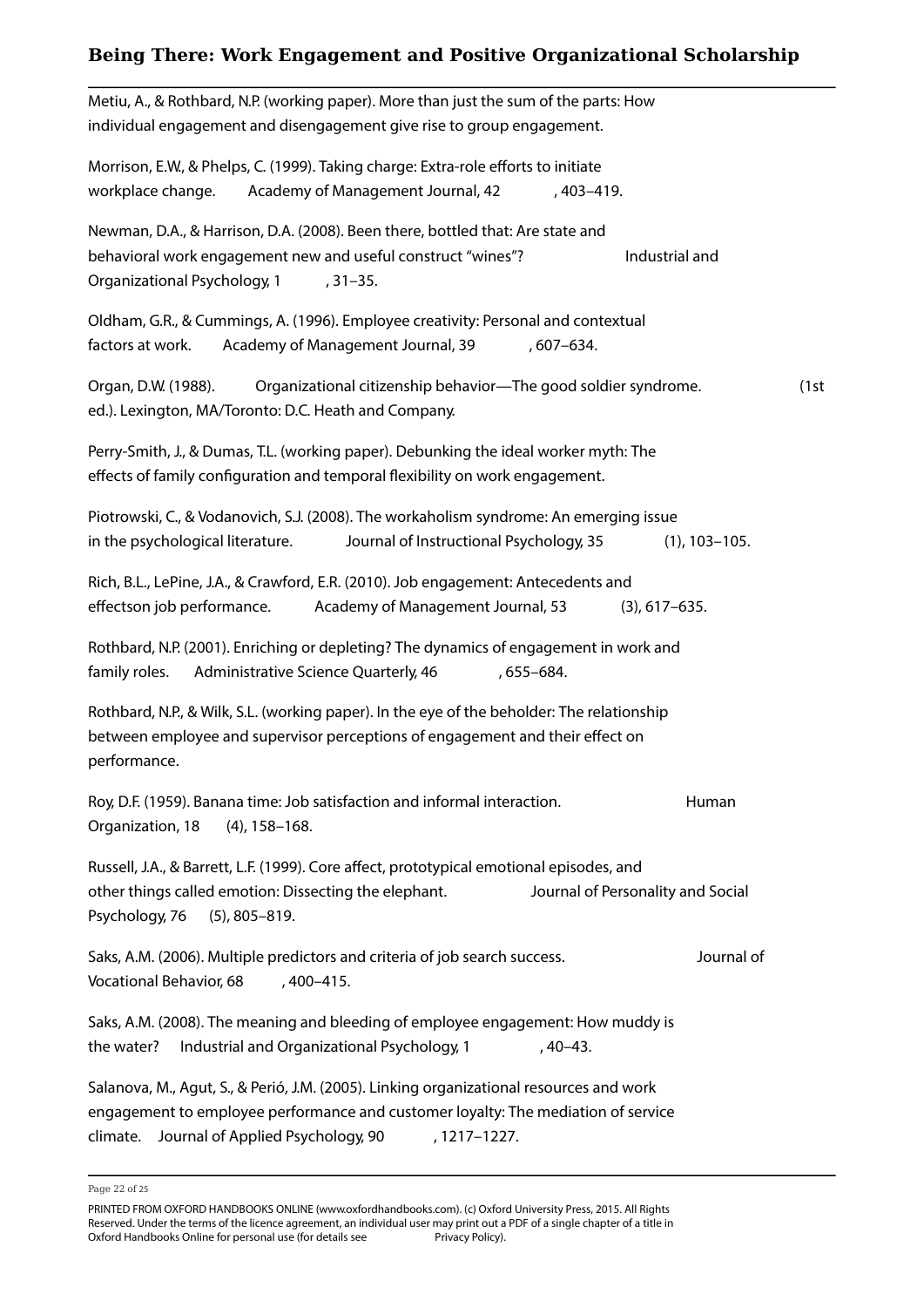Metiu, A., & Rothbard, N.P. (working paper). More than just the sum of the parts: How individual engagement and disengagement give rise to group engagement.

Morrison, E.W., & Phelps, C. (1999). Taking charge: Extra-role efforts to initiate workplace change. *Academy of Management Journal, 42*, 403–419.

Newman, D.A., & Harrison, D.A. (2008). Been there, bottled that: Are state and behavioral work engagement new and useful construct "wines"? *Industrial and Organizational Psychology, 1*, 31–35.

Oldham, G.R., & Cummings, A. (1996). Employee creativity: Personal and contextual factors at work. *Academy of Management Journal, 39*, 607–634.

Organ, D.W. (1988). *Organizational citizenship behavior—The good soldier syndrome.* (1st ed.). Lexington, MA/Toronto: D.C. Heath and Company.

Perry-Smith, J., & Dumas, T.L. (working paper). Debunking the ideal worker myth: The effects of family configuration and temporal flexibility on work engagement.

Piotrowski, C., & Vodanovich, S.J. (2008). The workaholism syndrome: An emerging issue in the psychological literature. *Journal of Instructional Psychology, 35* (1), 103–105.

Rich, B.L., LePine, J.A., & Crawford, E.R. (2010). Job engagement: Antecedents and effectson job performance. *Academy of Management Journal, 53* (3), 617–635.

Rothbard, N.P. (2001). Enriching or depleting? The dynamics of engagement in work and family roles. *Administrative Science Quarterly, 46*, 655–684.

Rothbard, N.P., & Wilk, S.L. (working paper). In the eye of the beholder: The relationship between employee and supervisor perceptions of engagement and their effect on performance.

Roy, D.F. (1959). Banana time: Job satisfaction and informal interaction. *Human Organization, 18* (4), 158–168.

Russell, J.A., & Barrett, L.F. (1999). Core affect, prototypical emotional episodes, and other things called emotion: Dissecting the elephant. *Journal of Personality and Social Psychology, 76* (5), 805–819.

Saks, A.M. (2006). Multiple predictors and criteria of job search success. *Journal of Vocational Behavior, 68*, 400–415.

Saks, A.M. (2008). The meaning and bleeding of employee engagement: How muddy is the water? *Industrial and Organizational Psychology, 1*, 40–43.

Salanova, M., Agut, S., & Perió, J.M. (2005). Linking organizational resources and work engagement to employee performance and customer loyalty: The mediation of service climate. *Journal of Applied Psychology, 90*, 1217–1227.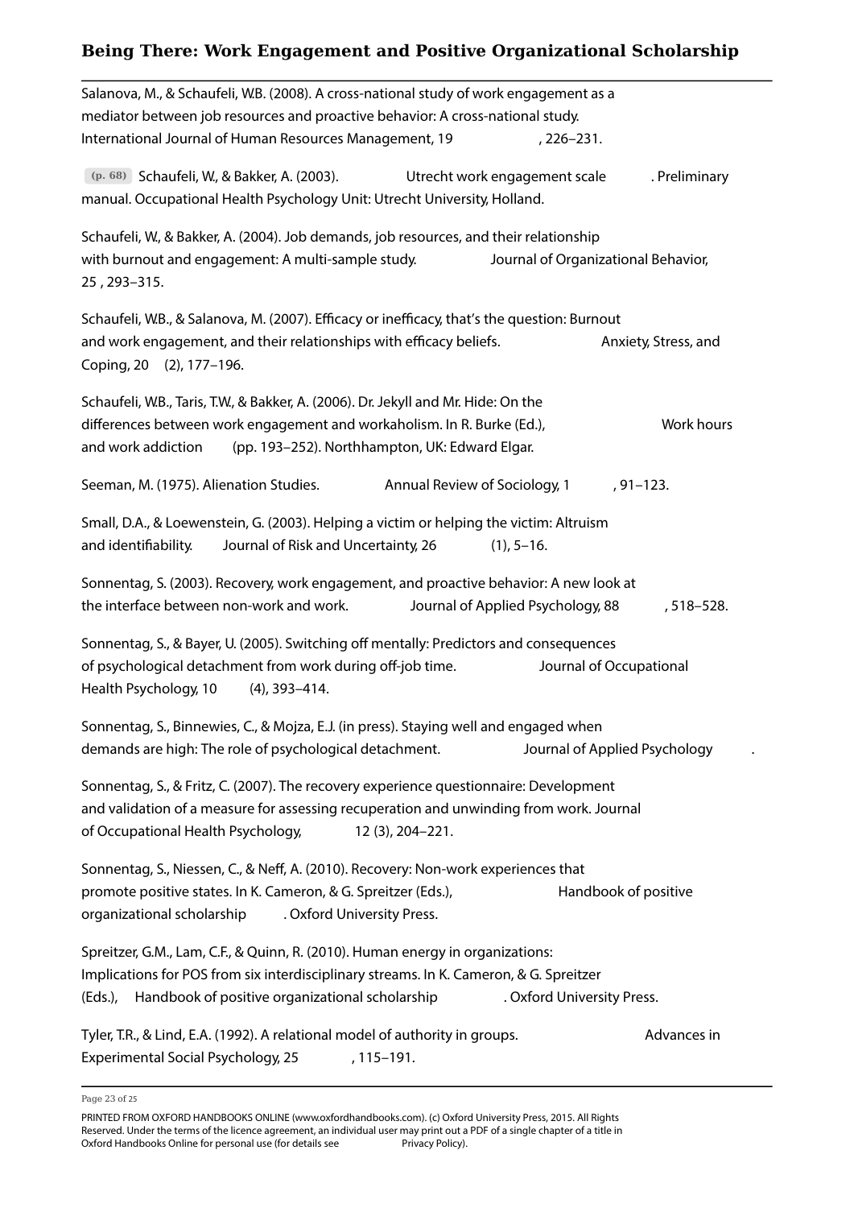Salanova, M., & Schaufeli, W.B. (2008). A cross-national study of work engagement as a mediator between job resources and proactive behavior: A cross-national study. *International Journal of Human Resources Management, 19*, 226–231.

(p. 68) Schaufeli, W., & Bakker, A. (2003). *Utrecht work engagement scale*. Preliminary manual. Occupational Health Psychology Unit: Utrecht University, Holland.

Schaufeli, W., & Bakker, A. (2004). Job demands, job resources, and their relationship with burnout and engagement: A multi-sample study. *Journal of Organizational Behavior, 25*, 293–315.

Schaufeli, W.B., & Salanova, M. (2007). Efficacy or inefficacy, that's the question: Burnout and work engagement, and their relationships with efficacy beliefs. *Anxiety, Stress, and Coping, 20* (2), 177–196.

Schaufeli, W.B., Taris, T.W., & Bakker, A. (2006). Dr. Jekyll and Mr. Hide: On the differences between work engagement and workaholism. In R. Burke (Ed.), *Work hours and work addiction* (pp. 193–252). Northhampton, UK: Edward Elgar.

Seeman, M. (1975). Alienation Studies. *Annual Review of Sociology, 1*, 91–123.

Small, D.A., & Loewenstein, G. (2003). Helping a victim or helping the victim: Altruism and identifiability. *Journal of Risk and Uncertainty, 26* (1), 5–16.

Sonnentag, S. (2003). Recovery, work engagement, and proactive behavior: A new look at the interface between non-work and work. *Journal of Applied Psychology, 88*, 518–528.

Sonnentag, S., & Bayer, U. (2005). Switching off mentally: Predictors and consequences of psychological detachment from work during off-job time. *Journal of Occupational Health Psychology, 10* (4), 393–414.

Sonnentag, S., Binnewies, C., & Mojza, E.J. (in press). Staying well and engaged when demands are high: The role of psychological detachment. *Journal of Applied Psychology*.

Sonnentag, S., & Fritz, C. (2007). The recovery experience questionnaire: Development and validation of a measure for assessing recuperation and unwinding from work. Journal of Occupational Health Psychology, *12* (3), 204–221.

Sonnentag, S., Niessen, C., & Neff, A. (2010). Recovery: Non-work experiences that promote positive states. In K. Cameron, & G. Spreitzer (Eds.), *Handbook of positive organizational scholarship*. Oxford University Press.

Spreitzer, G.M., Lam, C.F., & Quinn, R. (2010). Human energy in organizations: Implications for POS from six interdisciplinary streams. In K. Cameron, & G. Spreitzer (Eds.), *Handbook of positive organizational scholarship*. Oxford University Press.

Tyler, T.R., & Lind, E.A. (1992). A relational model of authority in groups. *Advances in Experimental Social Psychology, 25*, 115–191.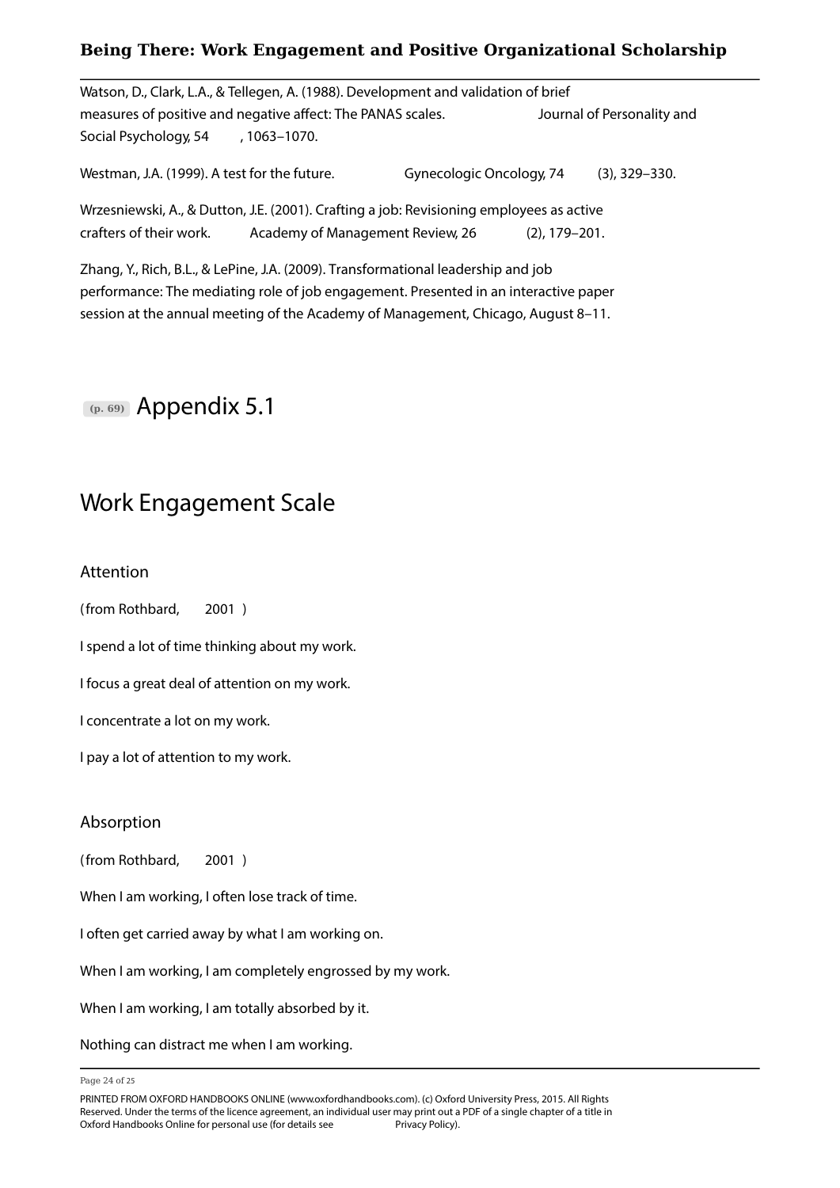Watson, D., Clark, L.A., & Tellegen, A. (1988). Development and validation of brief measures of positive and negative affect: The PANAS scales. *Journal of Personality and Social Psychology, 54*, 1063–1070.

Westman, J.A. (1999). A test for the future. *Gynecologic Oncology, 74* (3), 329–330.

Wrzesniewski, A., & Dutton, J.E. (2001). Crafting a job: Revisioning employees as active crafters of their work. *Academy of Management Review, 26* (2), 179–201.

Zhang, Y., Rich, B.L., & LePine, J.A. (2009). Transformational leadership and job performance: The mediating role of job engagement. Presented in an interactive paper session at the annual meeting of the Academy of Management, Chicago, August 8–11.

# (p. 69) Appendix 5.1

## Work Engagement Scale

### Attention

(from Rothbard, 2001)

I spend a lot of time thinking about my work.

I focus a great deal of attention on my work.

I concentrate a lot on my work.

I pay a lot of attention to my work.

### Absorption

(from Rothbard, 2001)

When I am working, I often lose track of time.

I often get carried away by what I am working on.

When I am working, I am completely engrossed by my work.

When I am working, I am totally absorbed by it.

Nothing can distract me when I am working.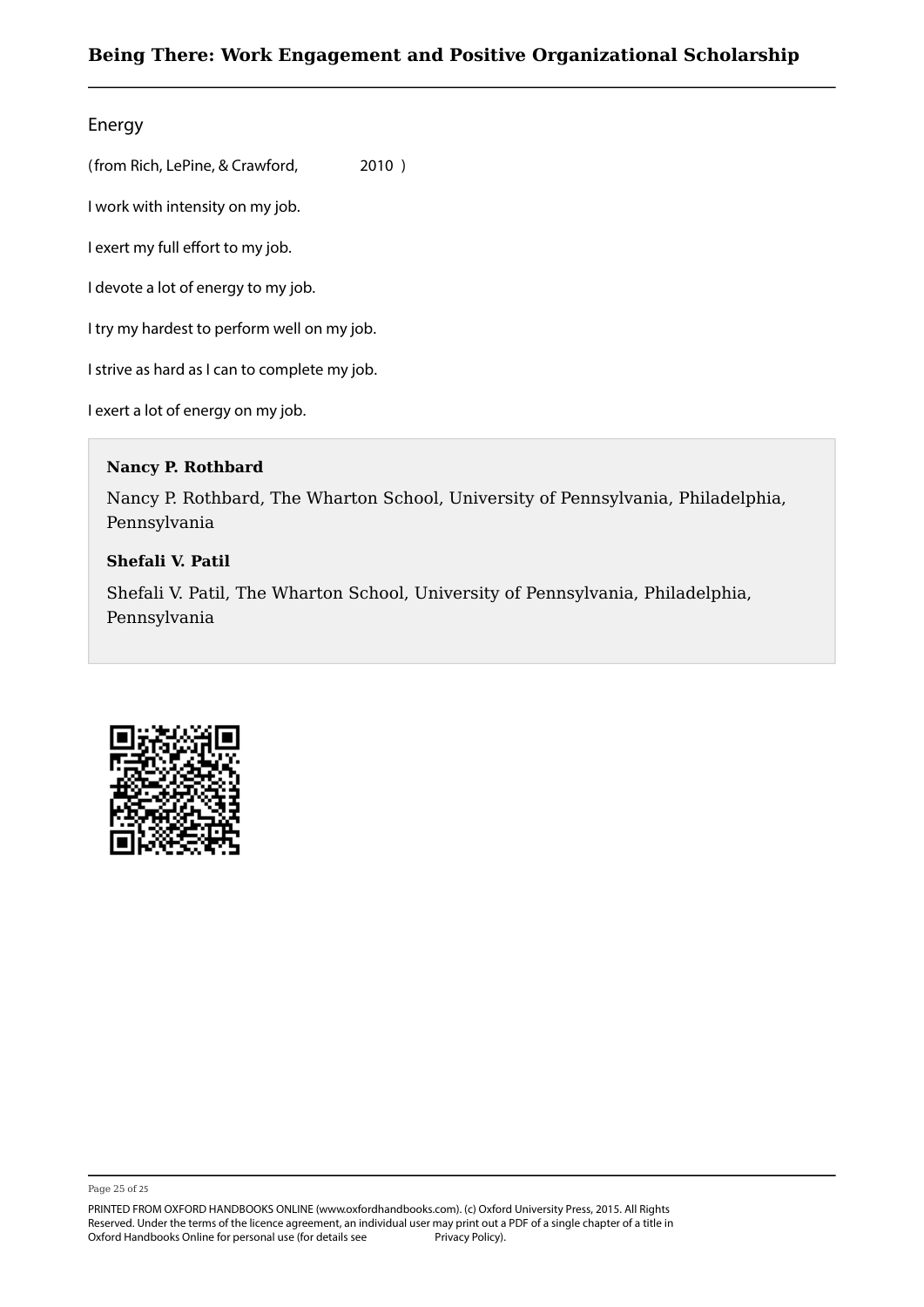Energy

(from Rich, LePine, & Crawford, 2010)

I work with intensity on my job.

I exert my full effort to my job.

I devote a lot of energy to my job.

I try my hardest to perform well on my job.

I strive as hard as I can to complete my job.

I exert a lot of energy on my job.

**Nancy P. Rothbard**

Nancy P. Rothbard, The Wharton School, University of Pennsylvania, Philadelphia, Pennsylvania

**Shefali V. Patil**

Shefali V. Patil, The Wharton School, University of Pennsylvania, Philadelphia, Pennsylvania